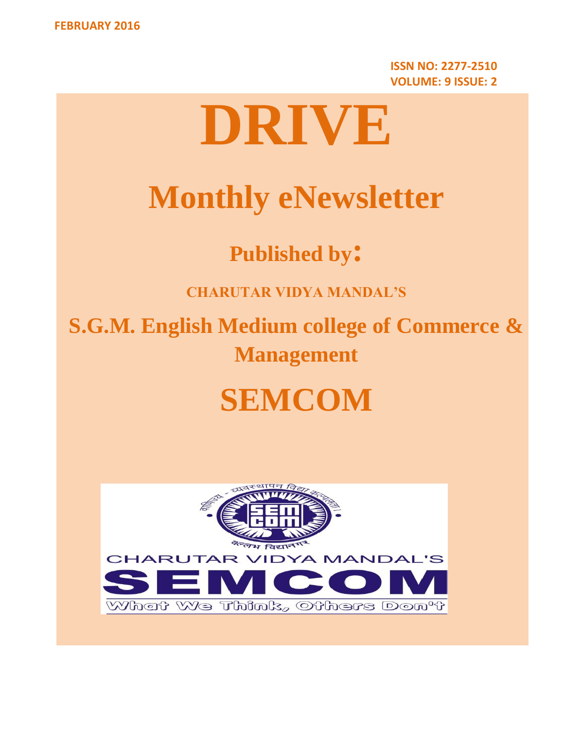FEBRUARY 2016

**ISSN NO: 2277-2510**
**VOLUME: 9 ISSUE: 2**

# DRIVE

## Monthly eNewsletter

### Published by:

**CHARUTAR VIDYA MANDAL'S**

## S.G.M. English Medium college of Commerce & Management

# SEMCOM

वाणिज्य - व्यवस्थापन विद्या कल्पलता।

SEM COM

वल्लभ विद्यानगर

CHARUTAR VIDYA MANDAL'S

SEMCOM

What We Think, Others Don't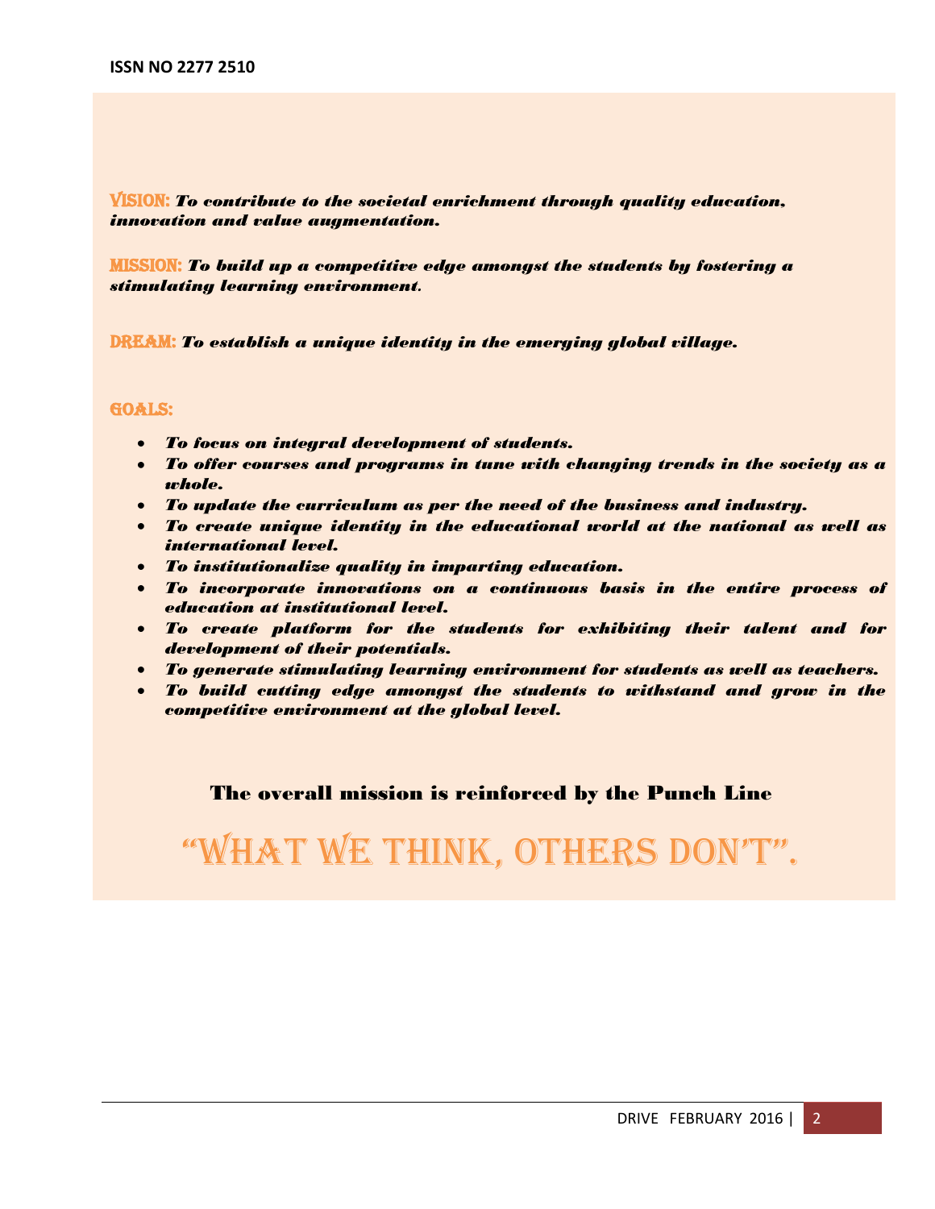**VISION:** ***To contribute to the societal enrichment through quality education, innovation and value augmentation.***

**MISSION:** ***To build up a competitive edge amongst the students by fostering a stimulating learning environment.***

**DREAM:** ***To establish a unique identity in the emerging global village.***

**GOALS:**

- ***To focus on integral development of students.***
- ***To offer courses and programs in tune with changing trends in the society as a whole.***
- ***To update the curriculum as per the need of the business and industry.***
- ***To create unique identity in the educational world at the national as well as international level.***
- ***To institutionalize quality in imparting education.***
- ***To incorporate innovations on a continuous basis in the entire process of education at institutional level.***
- ***To create platform for the students for exhibiting their talent and for development of their potentials.***
- ***To generate stimulating learning environment for students as well as teachers.***
- ***To build cutting edge amongst the students to withstand and grow in the competitive environment at the global level.***

**The overall mission is reinforced by the Punch Line**

# "WHAT WE THINK, OTHERS DON'T".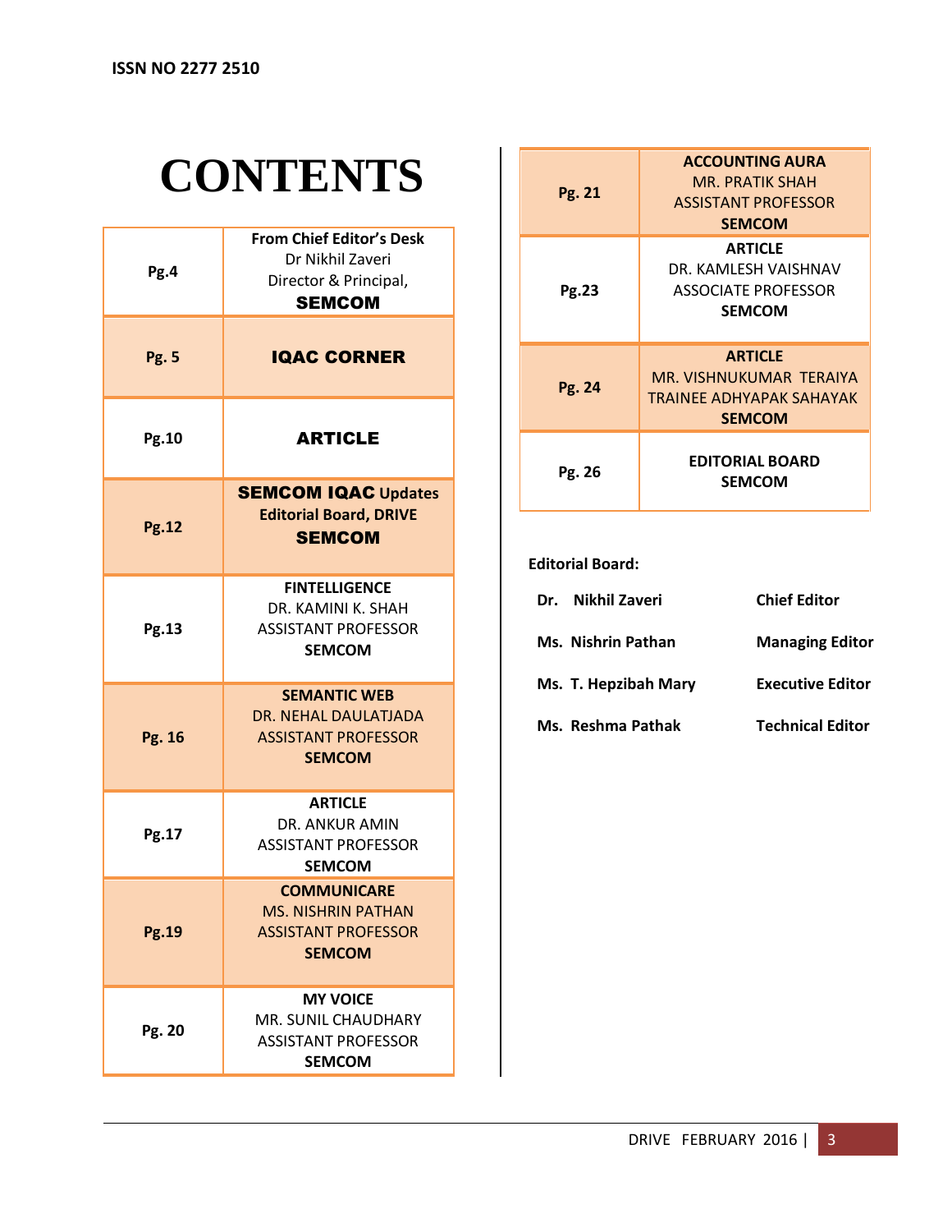ISSN NO 2277 2510

# CONTENTS

| Page | Content |
|---|---|
| Pg.4 | **From Chief Editor's Desk**<br>Dr Nikhil Zaveri<br>Director & Principal,<br>**SEMCOM** |
| Pg. 5 | **IQAC CORNER** |
| Pg.10 | **ARTICLE** |
| Pg.12 | **SEMCOM IQAC Updates**<br>**Editorial Board, DRIVE**<br>**SEMCOM** |
| Pg.13 | **FINTELLIGENCE**<br>DR. KAMINI K. SHAH<br>ASSISTANT PROFESSOR<br>**SEMCOM** |
| Pg. 16 | **SEMANTIC WEB**<br>DR. NEHAL DAULATJADA<br>ASSISTANT PROFESSOR<br>**SEMCOM** |
| Pg.17 | **ARTICLE**<br>DR. ANKUR AMIN<br>ASSISTANT PROFESSOR<br>**SEMCOM** |
| Pg.19 | **COMMUNICARE**<br>MS. NISHRIN PATHAN<br>ASSISTANT PROFESSOR<br>**SEMCOM** |
| Pg. 20 | **MY VOICE**<br>MR. SUNIL CHAUDHARY<br>ASSISTANT PROFESSOR<br>**SEMCOM** |
| Pg. 21 | **ACCOUNTING AURA**<br>MR. PRATIK SHAH<br>ASSISTANT PROFESSOR<br>**SEMCOM** |
| Pg.23 | **ARTICLE**<br>DR. KAMLESH VAISHNAV<br>ASSOCIATE PROFESSOR<br>**SEMCOM** |
| Pg. 24 | **ARTICLE**<br>MR. VISHNUKUMAR TERAIYA<br>TRAINEE ADHYAPAK SAHAYAK<br>**SEMCOM** |
| Pg. 26 | **EDITORIAL BOARD**<br>**SEMCOM** |

**Editorial Board:**

| Name | Role |
|---|---|
| **Dr. Nikhil Zaveri** | **Chief Editor** |
| **Ms. Nishrin Pathan** | **Managing Editor** |
| **Ms. T. Hepzibah Mary** | **Executive Editor** |
| **Ms. Reshma Pathak** | **Technical Editor** |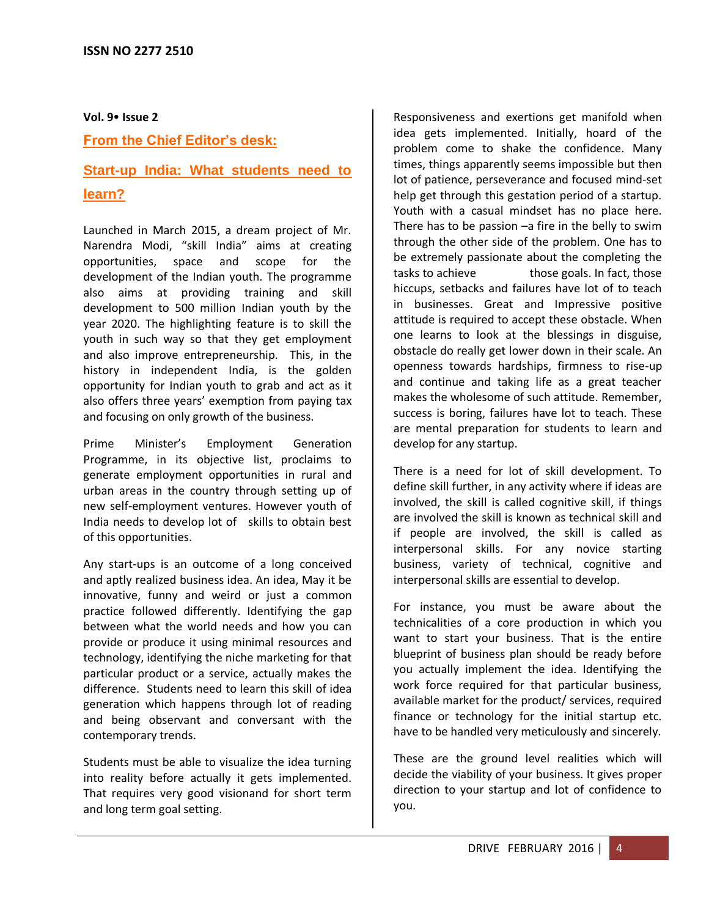## From the Chief Editor's desk:

## Start-up India: What students need to learn?

Launched in March 2015, a dream project of Mr. Narendra Modi, "skill India" aims at creating opportunities, space and scope for the development of the Indian youth. The programme also aims at providing training and skill development to 500 million Indian youth by the year 2020. The highlighting feature is to skill the youth in such way so that they get employment and also improve entrepreneurship. This, in the history in independent India, is the golden opportunity for Indian youth to grab and act as it also offers three years' exemption from paying tax and focusing on only growth of the business.

Prime Minister's Employment Generation Programme, in its objective list, proclaims to generate employment opportunities in rural and urban areas in the country through setting up of new self-employment ventures. However youth of India needs to develop lot of skills to obtain best of this opportunities.

Any start-ups is an outcome of a long conceived and aptly realized business idea. An idea, May it be innovative, funny and weird or just a common practice followed differently. Identifying the gap between what the world needs and how you can provide or produce it using minimal resources and technology, identifying the niche marketing for that particular product or a service, actually makes the difference. Students need to learn this skill of idea generation which happens through lot of reading and being observant and conversant with the contemporary trends.

Students must be able to visualize the idea turning into reality before actually it gets implemented. That requires very good visionand for short term and long term goal setting.

Responsiveness and exertions get manifold when idea gets implemented. Initially, hoard of the problem come to shake the confidence. Many times, things apparently seems impossible but then lot of patience, perseverance and focused mind-set help get through this gestation period of a startup. Youth with a casual mindset has no place here. There has to be passion –a fire in the belly to swim through the other side of the problem. One has to be extremely passionate about the completing the tasks to achieve those goals. In fact, those hiccups, setbacks and failures have lot of to teach in businesses. Great and Impressive positive attitude is required to accept these obstacle. When one learns to look at the blessings in disguise, obstacle do really get lower down in their scale. An openness towards hardships, firmness to rise-up and continue and taking life as a great teacher makes the wholesome of such attitude. Remember, success is boring, failures have lot to teach. These are mental preparation for students to learn and develop for any startup.

There is a need for lot of skill development. To define skill further, in any activity where if ideas are involved, the skill is called cognitive skill, if things are involved the skill is known as technical skill and if people are involved, the skill is called as interpersonal skills. For any novice starting business, variety of technical, cognitive and interpersonal skills are essential to develop.

For instance, you must be aware about the technicalities of a core production in which you want to start your business. That is the entire blueprint of business plan should be ready before you actually implement the idea. Identifying the work force required for that particular business, available market for the product/ services, required finance or technology for the initial startup etc. have to be handled very meticulously and sincerely.

These are the ground level realities which will decide the viability of your business. It gives proper direction to your startup and lot of confidence to you.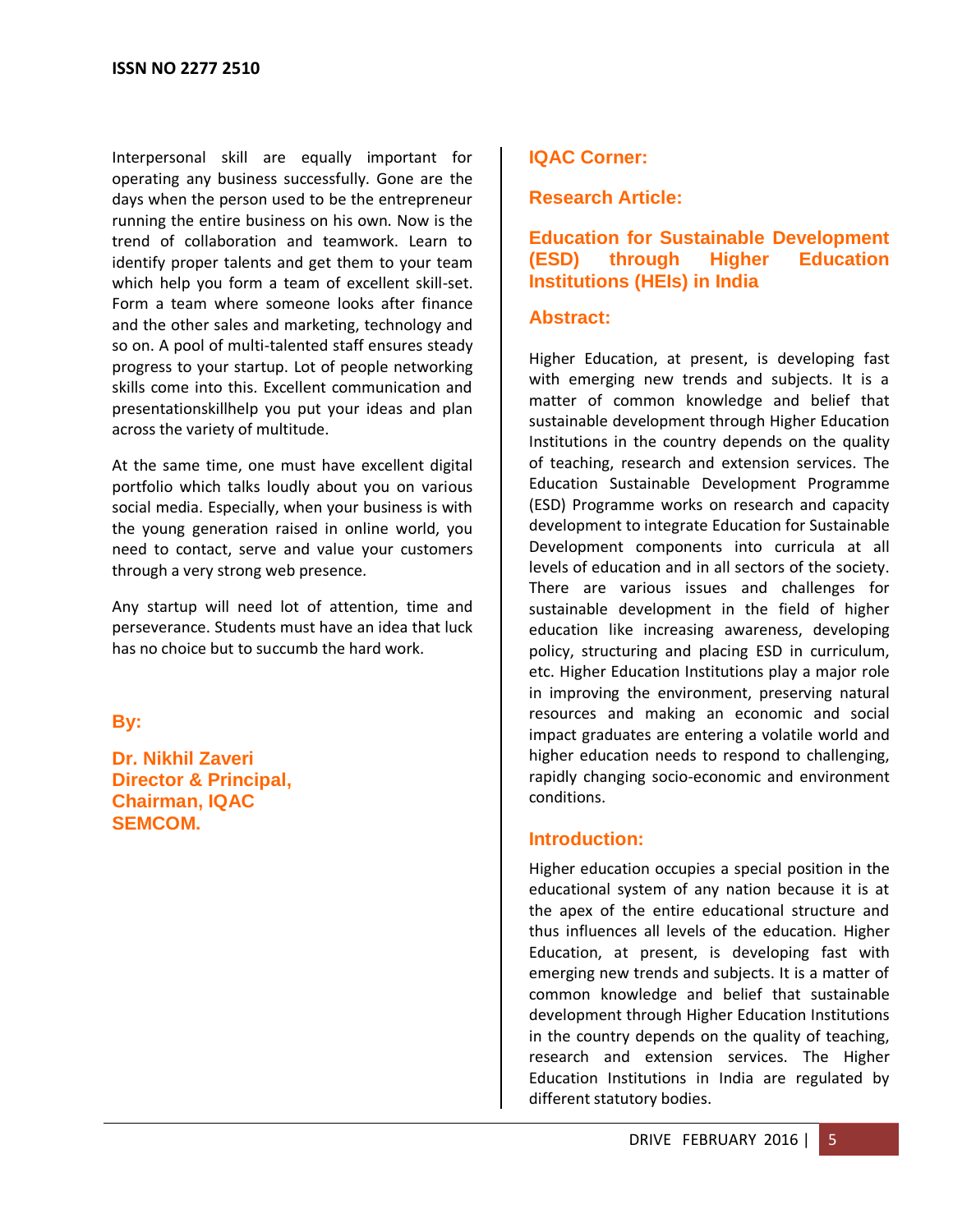Interpersonal skill are equally important for operating any business successfully. Gone are the days when the person used to be the entrepreneur running the entire business on his own. Now is the trend of collaboration and teamwork. Learn to identify proper talents and get them to your team which help you form a team of excellent skill-set. Form a team where someone looks after finance and the other sales and marketing, technology and so on. A pool of multi-talented staff ensures steady progress to your startup. Lot of people networking skills come into this. Excellent communication and presentationskillhelp you put your ideas and plan across the variety of multitude.

At the same time, one must have excellent digital portfolio which talks loudly about you on various social media. Especially, when your business is with the young generation raised in online world, you need to contact, serve and value your customers through a very strong web presence.

Any startup will need lot of attention, time and perseverance. Students must have an idea that luck has no choice but to succumb the hard work.

**By:**

**Dr. Nikhil Zaveri**
**Director & Principal,**
**Chairman, IQAC**
**SEMCOM.**

## IQAC Corner:

### Research Article:

# Education for Sustainable Development (ESD) through Higher Education Institutions (HEIs) in India

### Abstract:

Higher Education, at present, is developing fast with emerging new trends and subjects. It is a matter of common knowledge and belief that sustainable development through Higher Education Institutions in the country depends on the quality of teaching, research and extension services. The Education Sustainable Development Programme (ESD) Programme works on research and capacity development to integrate Education for Sustainable Development components into curricula at all levels of education and in all sectors of the society. There are various issues and challenges for sustainable development in the field of higher education like increasing awareness, developing policy, structuring and placing ESD in curriculum, etc. Higher Education Institutions play a major role in improving the environment, preserving natural resources and making an economic and social impact graduates are entering a volatile world and higher education needs to respond to challenging, rapidly changing socio-economic and environment conditions.

### Introduction:

Higher education occupies a special position in the educational system of any nation because it is at the apex of the entire educational structure and thus influences all levels of the education. Higher Education, at present, is developing fast with emerging new trends and subjects. It is a matter of common knowledge and belief that sustainable development through Higher Education Institutions in the country depends on the quality of teaching, research and extension services. The Higher Education Institutions in India are regulated by different statutory bodies.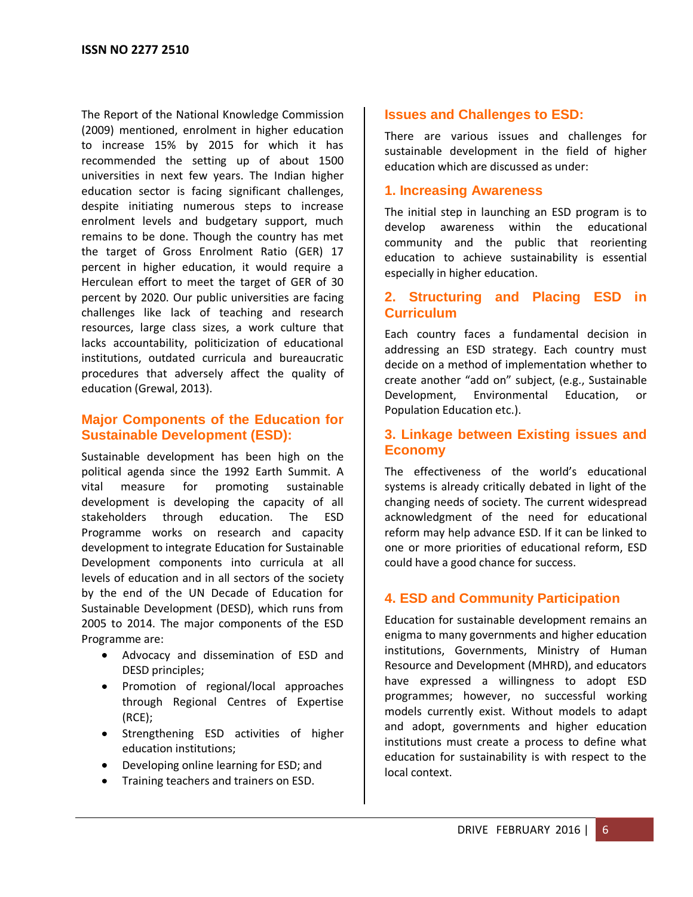The Report of the National Knowledge Commission (2009) mentioned, enrolment in higher education to increase 15% by 2015 for which it has recommended the setting up of about 1500 universities in next few years. The Indian higher education sector is facing significant challenges, despite initiating numerous steps to increase enrolment levels and budgetary support, much remains to be done. Though the country has met the target of Gross Enrolment Ratio (GER) 17 percent in higher education, it would require a Herculean effort to meet the target of GER of 30 percent by 2020. Our public universities are facing challenges like lack of teaching and research resources, large class sizes, a work culture that lacks accountability, politicization of educational institutions, outdated curricula and bureaucratic procedures that adversely affect the quality of education (Grewal, 2013).

## Major Components of the Education for Sustainable Development (ESD):

Sustainable development has been high on the political agenda since the 1992 Earth Summit. A vital measure for promoting sustainable development is developing the capacity of all stakeholders through education. The ESD Programme works on research and capacity development to integrate Education for Sustainable Development components into curricula at all levels of education and in all sectors of the society by the end of the UN Decade of Education for Sustainable Development (DESD), which runs from 2005 to 2014. The major components of the ESD Programme are:

- Advocacy and dissemination of ESD and DESD principles;
- Promotion of regional/local approaches through Regional Centres of Expertise (RCE);
- Strengthening ESD activities of higher education institutions;
- Developing online learning for ESD; and
- Training teachers and trainers on ESD.

## Issues and Challenges to ESD:

There are various issues and challenges for sustainable development in the field of higher education which are discussed as under:

### 1. Increasing Awareness

The initial step in launching an ESD program is to develop awareness within the educational community and the public that reorienting education to achieve sustainability is essential especially in higher education.

### 2. Structuring and Placing ESD in Curriculum

Each country faces a fundamental decision in addressing an ESD strategy. Each country must decide on a method of implementation whether to create another “add on” subject, (e.g., Sustainable Development, Environmental Education, or Population Education etc.).

### 3. Linkage between Existing issues and Economy

The effectiveness of the world’s educational systems is already critically debated in light of the changing needs of society. The current widespread acknowledgment of the need for educational reform may help advance ESD. If it can be linked to one or more priorities of educational reform, ESD could have a good chance for success.

### 4. ESD and Community Participation

Education for sustainable development remains an enigma to many governments and higher education institutions, Governments, Ministry of Human Resource and Development (MHRD), and educators have expressed a willingness to adopt ESD programmes; however, no successful working models currently exist. Without models to adapt and adopt, governments and higher education institutions must create a process to define what education for sustainability is with respect to the local context.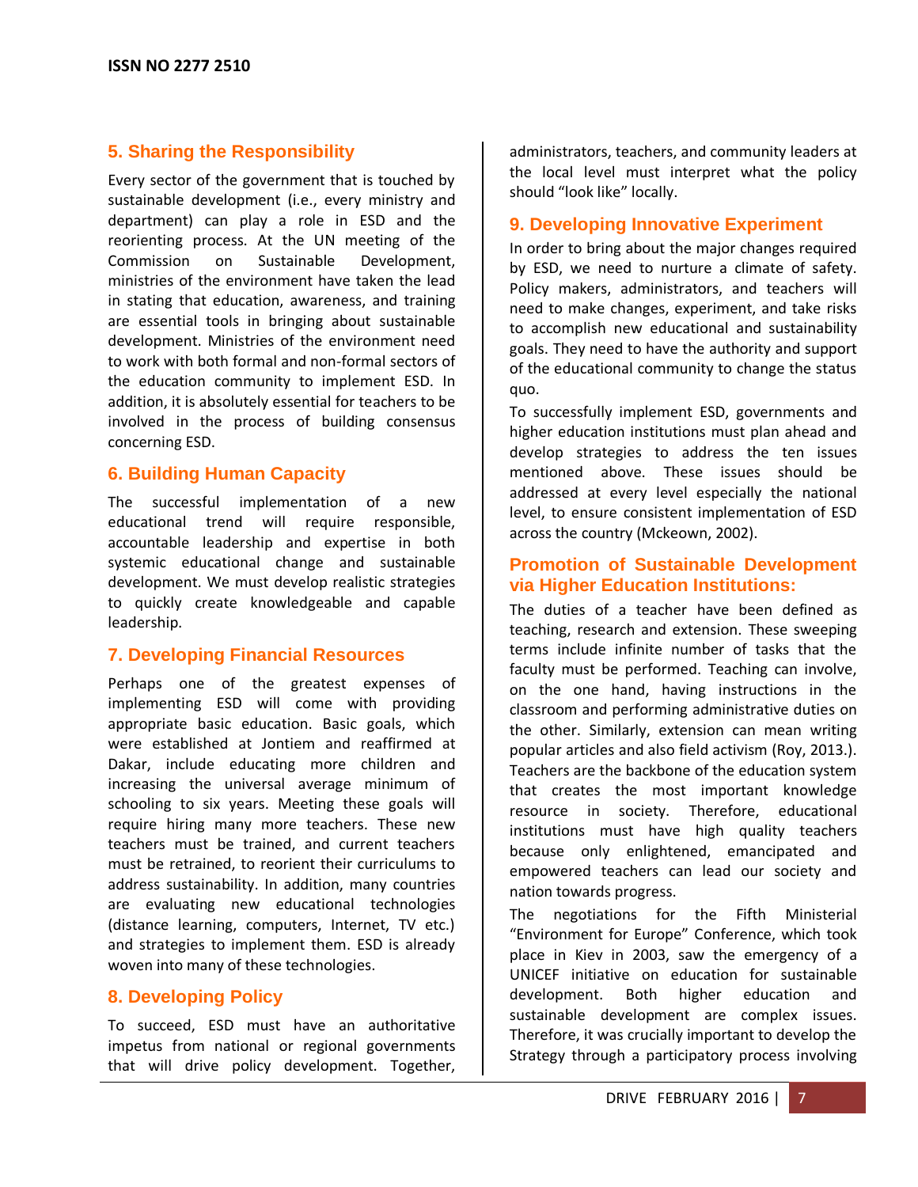## 5. Sharing the Responsibility

Every sector of the government that is touched by sustainable development (i.e., every ministry and department) can play a role in ESD and the reorienting process. At the UN meeting of the Commission on Sustainable Development, ministries of the environment have taken the lead in stating that education, awareness, and training are essential tools in bringing about sustainable development. Ministries of the environment need to work with both formal and non-formal sectors of the education community to implement ESD. In addition, it is absolutely essential for teachers to be involved in the process of building consensus concerning ESD.

## 6. Building Human Capacity

The successful implementation of a new educational trend will require responsible, accountable leadership and expertise in both systemic educational change and sustainable development. We must develop realistic strategies to quickly create knowledgeable and capable leadership.

## 7. Developing Financial Resources

Perhaps one of the greatest expenses of implementing ESD will come with providing appropriate basic education. Basic goals, which were established at Jontiem and reaffirmed at Dakar, include educating more children and increasing the universal average minimum of schooling to six years. Meeting these goals will require hiring many more teachers. These new teachers must be trained, and current teachers must be retrained, to reorient their curriculums to address sustainability. In addition, many countries are evaluating new educational technologies (distance learning, computers, Internet, TV etc.) and strategies to implement them. ESD is already woven into many of these technologies.

## 8. Developing Policy

To succeed, ESD must have an authoritative impetus from national or regional governments that will drive policy development. Together, administrators, teachers, and community leaders at the local level must interpret what the policy should "look like" locally.

## 9. Developing Innovative Experiment

In order to bring about the major changes required by ESD, we need to nurture a climate of safety. Policy makers, administrators, and teachers will need to make changes, experiment, and take risks to accomplish new educational and sustainability goals. They need to have the authority and support of the educational community to change the status quo.

To successfully implement ESD, governments and higher education institutions must plan ahead and develop strategies to address the ten issues mentioned above. These issues should be addressed at every level especially the national level, to ensure consistent implementation of ESD across the country (Mckeown, 2002).

## Promotion of Sustainable Development via Higher Education Institutions:

The duties of a teacher have been defined as teaching, research and extension. These sweeping terms include infinite number of tasks that the faculty must be performed. Teaching can involve, on the one hand, having instructions in the classroom and performing administrative duties on the other. Similarly, extension can mean writing popular articles and also field activism (Roy, 2013.). Teachers are the backbone of the education system that creates the most important knowledge resource in society. Therefore, educational institutions must have high quality teachers because only enlightened, emancipated and empowered teachers can lead our society and nation towards progress.

The negotiations for the Fifth Ministerial "Environment for Europe" Conference, which took place in Kiev in 2003, saw the emergency of a UNICEF initiative on education for sustainable development. Both higher education and sustainable development are complex issues. Therefore, it was crucially important to develop the Strategy through a participatory process involving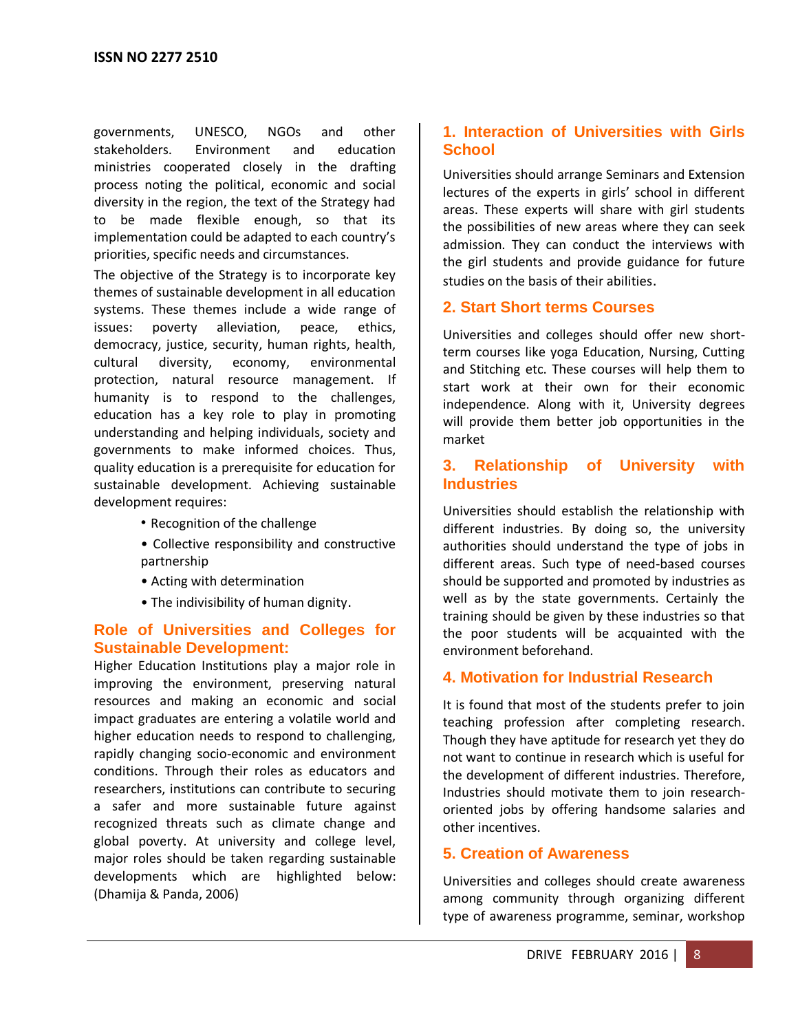governments, UNESCO, NGOs and other stakeholders. Environment and education ministries cooperated closely in the drafting process noting the political, economic and social diversity in the region, the text of the Strategy had to be made flexible enough, so that its implementation could be adapted to each country's priorities, specific needs and circumstances.

The objective of the Strategy is to incorporate key themes of sustainable development in all education systems. These themes include a wide range of issues: poverty alleviation, peace, ethics, democracy, justice, security, human rights, health, cultural diversity, economy, environmental protection, natural resource management. If humanity is to respond to the challenges, education has a key role to play in promoting understanding and helping individuals, society and governments to make informed choices. Thus, quality education is a prerequisite for education for sustainable development. Achieving sustainable development requires:

- Recognition of the challenge
- Collective responsibility and constructive partnership
- Acting with determination
- The indivisibility of human dignity.

## Role of Universities and Colleges for Sustainable Development:

Higher Education Institutions play a major role in improving the environment, preserving natural resources and making an economic and social impact graduates are entering a volatile world and higher education needs to respond to challenging, rapidly changing socio-economic and environment conditions. Through their roles as educators and researchers, institutions can contribute to securing a safer and more sustainable future against recognized threats such as climate change and global poverty. At university and college level, major roles should be taken regarding sustainable developments which are highlighted below: (Dhamija & Panda, 2006)

### 1. Interaction of Universities with Girls School

Universities should arrange Seminars and Extension lectures of the experts in girls' school in different areas. These experts will share with girl students the possibilities of new areas where they can seek admission. They can conduct the interviews with the girl students and provide guidance for future studies on the basis of their abilities.

### 2. Start Short terms Courses

Universities and colleges should offer new short-term courses like yoga Education, Nursing, Cutting and Stitching etc. These courses will help them to start work at their own for their economic independence. Along with it, University degrees will provide them better job opportunities in the market

### 3. Relationship of University with Industries

Universities should establish the relationship with different industries. By doing so, the university authorities should understand the type of jobs in different areas. Such type of need-based courses should be supported and promoted by industries as well as by the state governments. Certainly the training should be given by these industries so that the poor students will be acquainted with the environment beforehand.

### 4. Motivation for Industrial Research

It is found that most of the students prefer to join teaching profession after completing research. Though they have aptitude for research yet they do not want to continue in research which is useful for the development of different industries. Therefore, Industries should motivate them to join research-oriented jobs by offering handsome salaries and other incentives.

### 5. Creation of Awareness

Universities and colleges should create awareness among community through organizing different type of awareness programme, seminar, workshop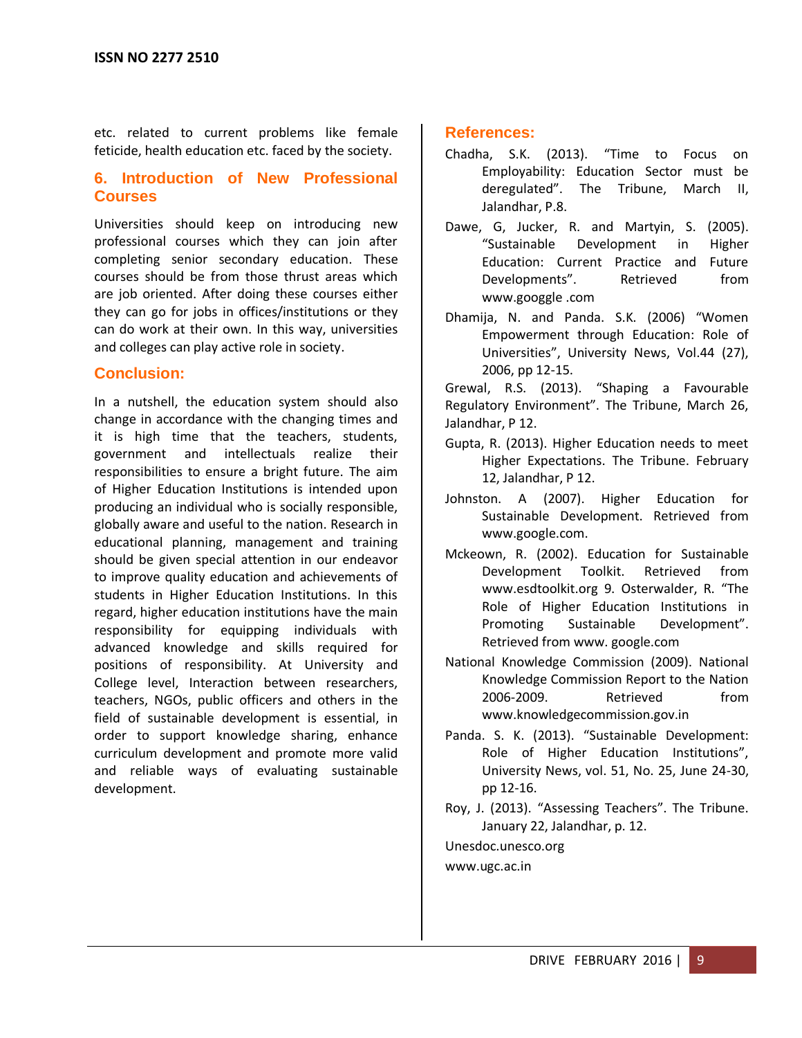etc. related to current problems like female feticide, health education etc. faced by the society.

## 6. Introduction of New Professional Courses

Universities should keep on introducing new professional courses which they can join after completing senior secondary education. These courses should be from those thrust areas which are job oriented. After doing these courses either they can go for jobs in offices/institutions or they can do work at their own. In this way, universities and colleges can play active role in society.

## Conclusion:

In a nutshell, the education system should also change in accordance with the changing times and it is high time that the teachers, students, government and intellectuals realize their responsibilities to ensure a bright future. The aim of Higher Education Institutions is intended upon producing an individual who is socially responsible, globally aware and useful to the nation. Research in educational planning, management and training should be given special attention in our endeavor to improve quality education and achievements of students in Higher Education Institutions. In this regard, higher education institutions have the main responsibility for equipping individuals with advanced knowledge and skills required for positions of responsibility. At University and College level, Interaction between researchers, teachers, NGOs, public officers and others in the field of sustainable development is essential, in order to support knowledge sharing, enhance curriculum development and promote more valid and reliable ways of evaluating sustainable development.

## References:

Chadha, S.K. (2013). "Time to Focus on Employability: Education Sector must be deregulated". The Tribune, March II, Jalandhar, P.8.

Dawe, G, Jucker, R. and Martyin, S. (2005). "Sustainable Development in Higher Education: Current Practice and Future Developments". Retrieved from www.googgle .com

Dhamija, N. and Panda. S.K. (2006) "Women Empowerment through Education: Role of Universities", University News, Vol.44 (27), 2006, pp 12-15.

Grewal, R.S. (2013). "Shaping a Favourable Regulatory Environment". The Tribune, March 26, Jalandhar, P 12.

Gupta, R. (2013). Higher Education needs to meet Higher Expectations. The Tribune. February 12, Jalandhar, P 12.

Johnston. A (2007). Higher Education for Sustainable Development. Retrieved from www.google.com.

Mckeown, R. (2002). Education for Sustainable Development Toolkit. Retrieved from www.esdtoolkit.org 9. Osterwalder, R. "The Role of Higher Education Institutions in Promoting Sustainable Development". Retrieved from www. google.com

National Knowledge Commission (2009). National Knowledge Commission Report to the Nation 2006-2009. Retrieved from www.knowledgecommission.gov.in

Panda. S. K. (2013). "Sustainable Development: Role of Higher Education Institutions", University News, vol. 51, No. 25, June 24-30, pp 12-16.

Roy, J. (2013). "Assessing Teachers". The Tribune. January 22, Jalandhar, p. 12.

Unesdoc.unesco.org

www.ugc.ac.in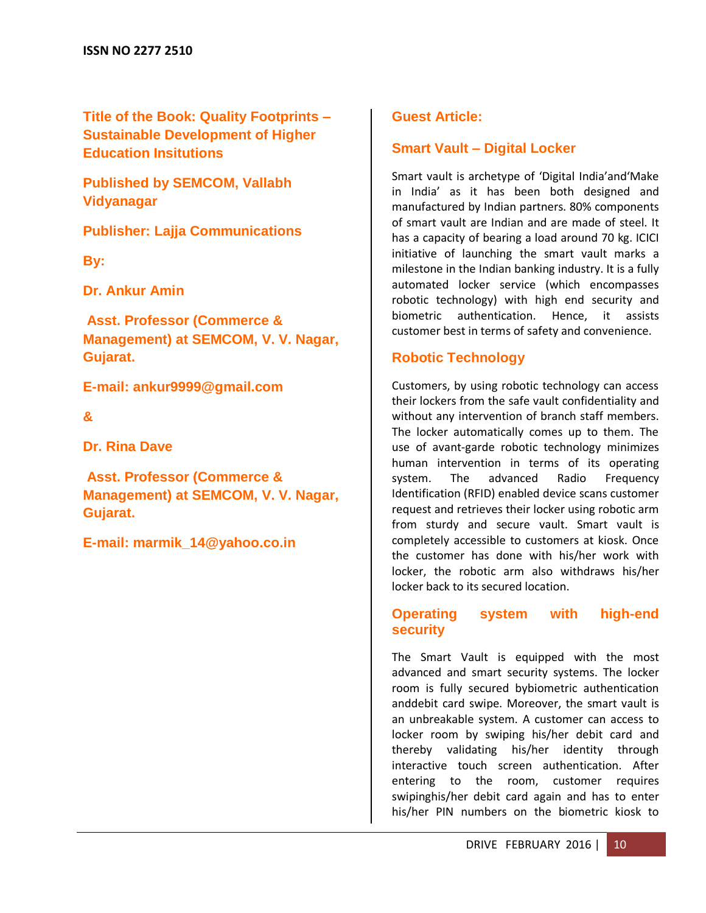**Title of the Book: Quality Footprints – Sustainable Development of Higher Education Insitutions**

**Published by SEMCOM, Vallabh Vidyanagar**

**Publisher: Lajja Communications**

**By:**

**Dr. Ankur Amin**

**Asst. Professor (Commerce & Management) at SEMCOM, V. V. Nagar, Gujarat.**

**E-mail: ankur9999@gmail.com**

**&**

**Dr. Rina Dave**

**Asst. Professor (Commerce & Management) at SEMCOM, V. V. Nagar, Gujarat.**

**E-mail: marmik_14@yahoo.co.in**

## Guest Article:

## Smart Vault – Digital Locker

Smart vault is archetype of 'Digital India'and'Make in India' as it has been both designed and manufactured by Indian partners. 80% components of smart vault are Indian and are made of steel. It has a capacity of bearing a load around 70 kg. ICICI initiative of launching the smart vault marks a milestone in the Indian banking industry. It is a fully automated locker service (which encompasses robotic technology) with high end security and biometric authentication. Hence, it assists customer best in terms of safety and convenience.

### Robotic Technology

Customers, by using robotic technology can access their lockers from the safe vault confidentiality and without any intervention of branch staff members. The locker automatically comes up to them. The use of avant-garde robotic technology minimizes human intervention in terms of its operating system. The advanced Radio Frequency Identification (RFID) enabled device scans customer request and retrieves their locker using robotic arm from sturdy and secure vault. Smart vault is completely accessible to customers at kiosk. Once the customer has done with his/her work with locker, the robotic arm also withdraws his/her locker back to its secured location.

### Operating system with high-end security

The Smart Vault is equipped with the most advanced and smart security systems. The locker room is fully secured bybiometric authentication anddebit card swipe. Moreover, the smart vault is an unbreakable system. A customer can access to locker room by swiping his/her debit card and thereby validating his/her identity through interactive touch screen authentication. After entering to the room, customer requires swipinghis/her debit card again and has to enter his/her PIN numbers on the biometric kiosk to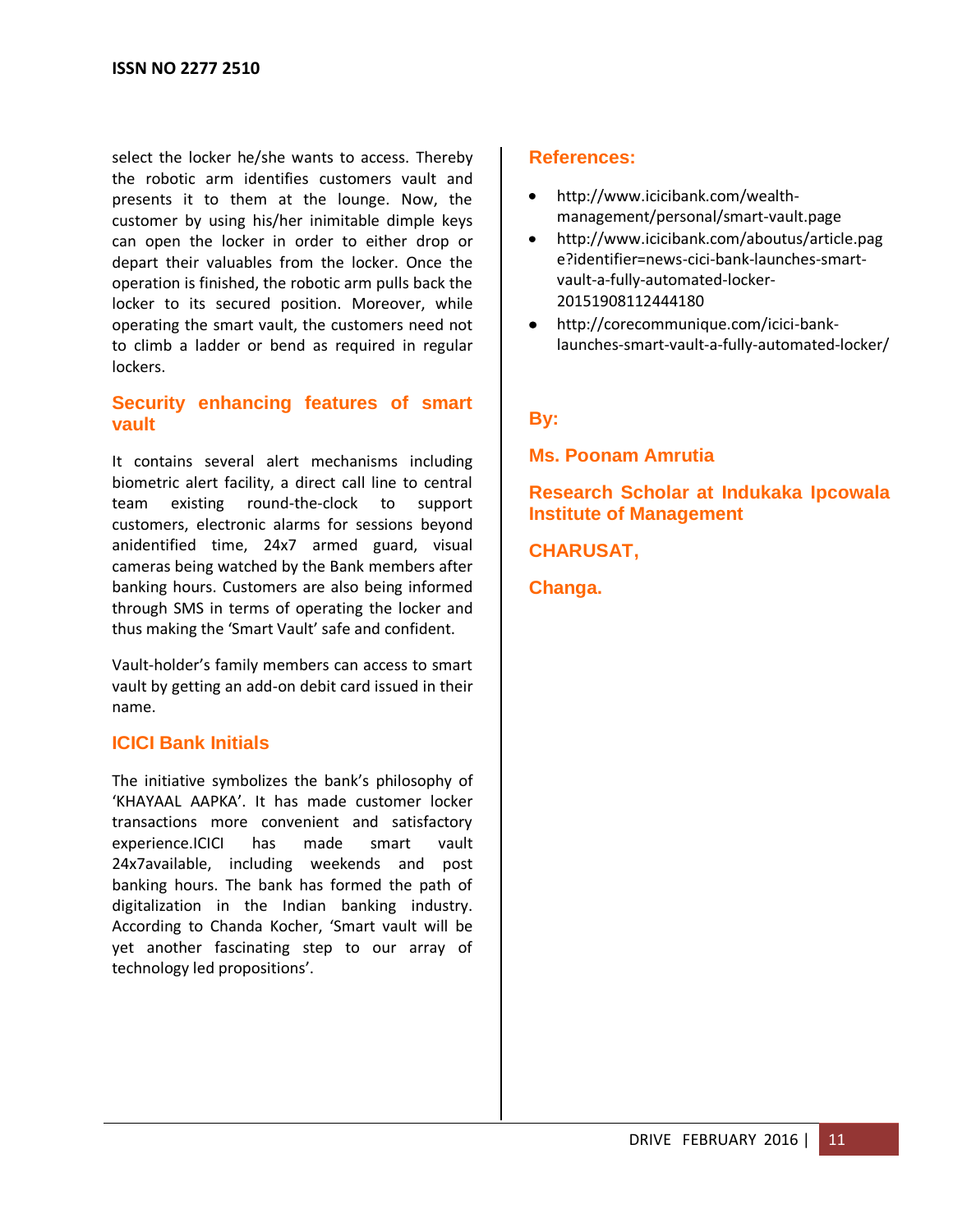select the locker he/she wants to access. Thereby the robotic arm identifies customers vault and presents it to them at the lounge. Now, the customer by using his/her inimitable dimple keys can open the locker in order to either drop or depart their valuables from the locker. Once the operation is finished, the robotic arm pulls back the locker to its secured position. Moreover, while operating the smart vault, the customers need not to climb a ladder or bend as required in regular lockers.

## Security enhancing features of smart vault

It contains several alert mechanisms including biometric alert facility, a direct call line to central team existing round-the-clock to support customers, electronic alarms for sessions beyond anidentified time, 24x7 armed guard, visual cameras being watched by the Bank members after banking hours. Customers are also being informed through SMS in terms of operating the locker and thus making the 'Smart Vault' safe and confident.

Vault-holder's family members can access to smart vault by getting an add-on debit card issued in their name.

## ICICI Bank Initials

The initiative symbolizes the bank's philosophy of 'KHAYAAL AAPKA'. It has made customer locker transactions more convenient and satisfactory experience.ICICI has made smart vault 24x7available, including weekends and post banking hours. The bank has formed the path of digitalization in the Indian banking industry. According to Chanda Kocher, 'Smart vault will be yet another fascinating step to our array of technology led propositions'.

## References:

- http://www.icicibank.com/wealth-management/personal/smart-vault.page
- http://www.icicibank.com/aboutus/article.page?identifier=news-cici-bank-launches-smart-vault-a-fully-automated-locker-20151908112444180
- http://corecommunique.com/icici-bank-launches-smart-vault-a-fully-automated-locker/

**By:**

**Ms. Poonam Amrutia**

**Research Scholar at Indukaka Ipcowala Institute of Management**

**CHARUSAT,**

**Changa.**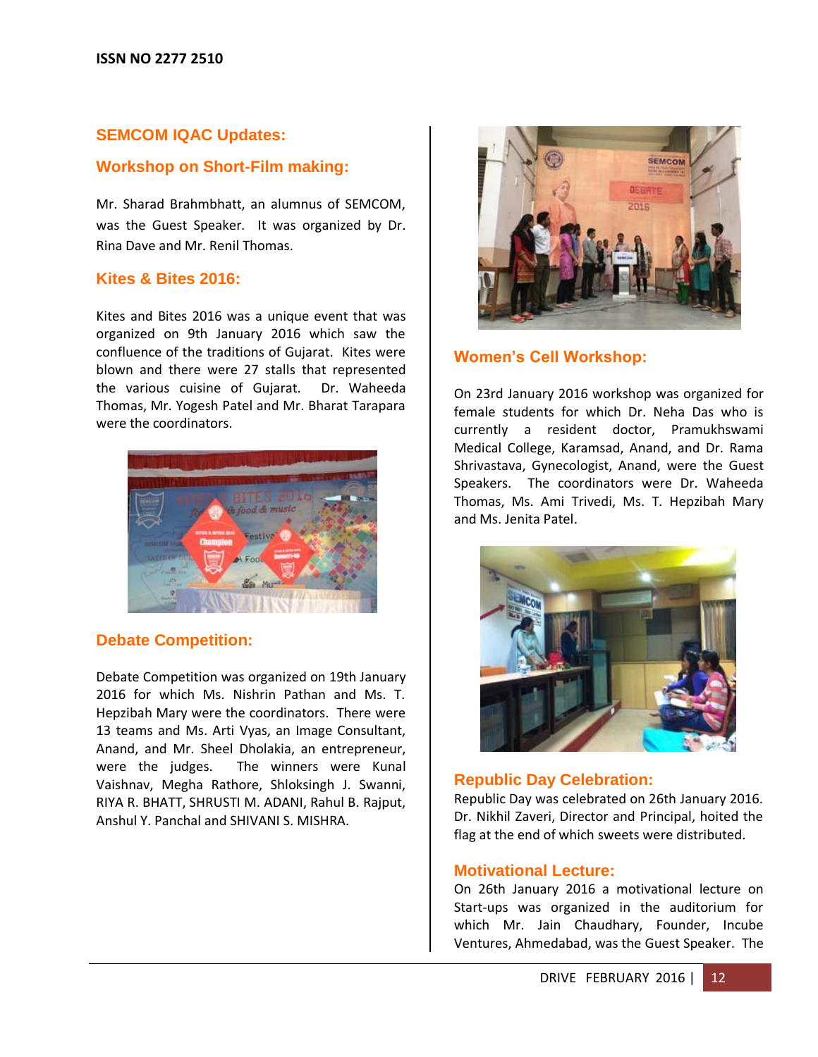## SEMCOM IQAC Updates:

### Workshop on Short-Film making:

Mr. Sharad Brahmbhatt, an alumnus of SEMCOM, was the Guest Speaker. It was organized by Dr. Rina Dave and Mr. Renil Thomas.

### Kites & Bites 2016:

Kites and Bites 2016 was a unique event that was organized on 9th January 2016 which saw the confluence of the traditions of Gujarat. Kites were blown and there were 27 stalls that represented the various cuisine of Gujarat. Dr. Waheeda Thomas, Mr. Yogesh Patel and Mr. Bharat Tarapara were the coordinators.

### Debate Competition:

Debate Competition was organized on 19th January 2016 for which Ms. Nishrin Pathan and Ms. T. Hepzibah Mary were the coordinators. There were 13 teams and Ms. Arti Vyas, an Image Consultant, Anand, and Mr. Sheel Dholakia, an entrepreneur, were the judges. The winners were Kunal Vaishnav, Megha Rathore, Shloksingh J. Swanni, RIYA R. BHATT, SHRUSTI M. ADANI, Rahul B. Rajput, Anshul Y. Panchal and SHIVANI S. MISHRA.

### Women's Cell Workshop:

On 23rd January 2016 workshop was organized for female students for which Dr. Neha Das who is currently a resident doctor, Pramukhswami Medical College, Karamsad, Anand, and Dr. Rama Shrivastava, Gynecologist, Anand, were the Guest Speakers. The coordinators were Dr. Waheeda Thomas, Ms. Ami Trivedi, Ms. T. Hepzibah Mary and Ms. Jenita Patel.

### Republic Day Celebration:

Republic Day was celebrated on 26th January 2016. Dr. Nikhil Zaveri, Director and Principal, hoited the flag at the end of which sweets were distributed.

### Motivational Lecture:

On 26th January 2016 a motivational lecture on Start-ups was organized in the auditorium for which Mr. Jain Chaudhary, Founder, Incube Ventures, Ahmedabad, was the Guest Speaker. The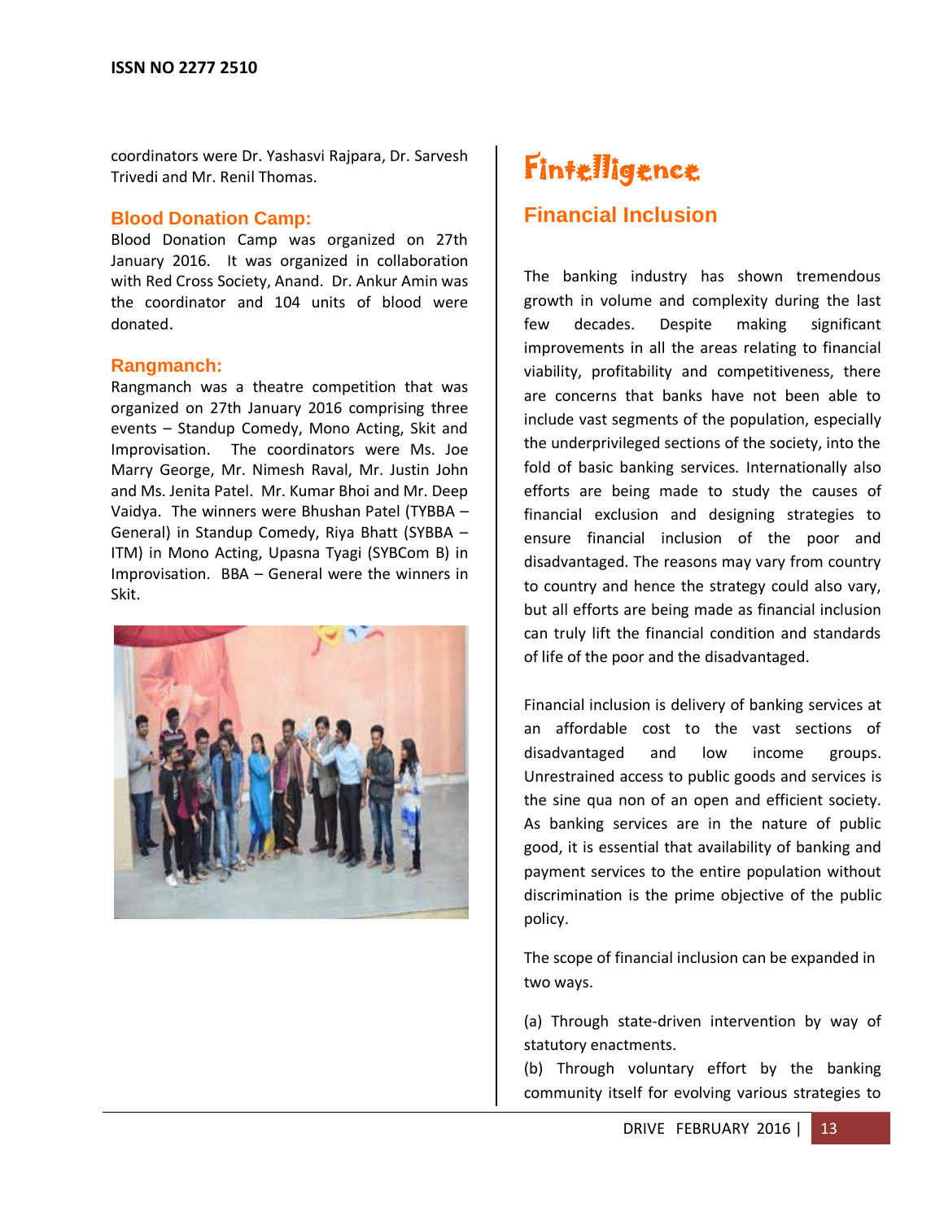coordinators were Dr. Yashasvi Rajpara, Dr. Sarvesh Trivedi and Mr. Renil Thomas.

### Blood Donation Camp:

Blood Donation Camp was organized on 27th January 2016. It was organized in collaboration with Red Cross Society, Anand. Dr. Ankur Amin was the coordinator and 104 units of blood were donated.

### Rangmanch:

Rangmanch was a theatre competition that was organized on 27th January 2016 comprising three events – Standup Comedy, Mono Acting, Skit and Improvisation. The coordinators were Ms. Joe Marry George, Mr. Nimesh Raval, Mr. Justin John and Ms. Jenita Patel. Mr. Kumar Bhoi and Mr. Deep Vaidya. The winners were Bhushan Patel (TYBBA – General) in Standup Comedy, Riya Bhatt (SYBBA – ITM) in Mono Acting, Upasna Tyagi (SYBCom B) in Improvisation. BBA – General were the winners in Skit.

# Fintelligence

## Financial Inclusion

The banking industry has shown tremendous growth in volume and complexity during the last few decades. Despite making significant improvements in all the areas relating to financial viability, profitability and competitiveness, there are concerns that banks have not been able to include vast segments of the population, especially the underprivileged sections of the society, into the fold of basic banking services. Internationally also efforts are being made to study the causes of financial exclusion and designing strategies to ensure financial inclusion of the poor and disadvantaged. The reasons may vary from country to country and hence the strategy could also vary, but all efforts are being made as financial inclusion can truly lift the financial condition and standards of life of the poor and the disadvantaged.

Financial inclusion is delivery of banking services at an affordable cost to the vast sections of disadvantaged and low income groups. Unrestrained access to public goods and services is the sine qua non of an open and efficient society. As banking services are in the nature of public good, it is essential that availability of banking and payment services to the entire population without discrimination is the prime objective of the public policy.

The scope of financial inclusion can be expanded in two ways.

(a) Through state-driven intervention by way of statutory enactments.

(b) Through voluntary effort by the banking community itself for evolving various strategies to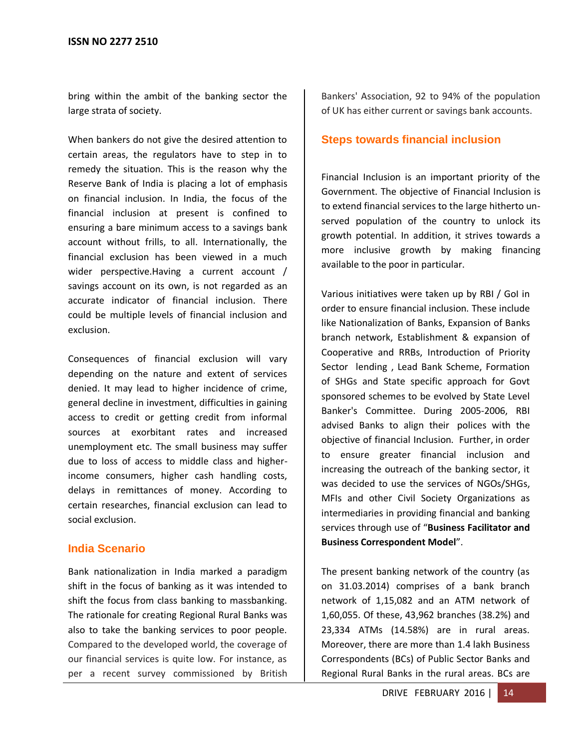bring within the ambit of the banking sector the large strata of society.

When bankers do not give the desired attention to certain areas, the regulators have to step in to remedy the situation. This is the reason why the Reserve Bank of India is placing a lot of emphasis on financial inclusion. In India, the focus of the financial inclusion at present is confined to ensuring a bare minimum access to a savings bank account without frills, to all. Internationally, the financial exclusion has been viewed in a much wider perspective.Having a current account / savings account on its own, is not regarded as an accurate indicator of financial inclusion. There could be multiple levels of financial inclusion and exclusion.

Consequences of financial exclusion will vary depending on the nature and extent of services denied. It may lead to higher incidence of crime, general decline in investment, difficulties in gaining access to credit or getting credit from informal sources at exorbitant rates and increased unemployment etc. The small business may suffer due to loss of access to middle class and higher-income consumers, higher cash handling costs, delays in remittances of money. According to certain researches, financial exclusion can lead to social exclusion.

## India Scenario

Bank nationalization in India marked a paradigm shift in the focus of banking as it was intended to shift the focus from class banking to massbanking. The rationale for creating Regional Rural Banks was also to take the banking services to poor people. Compared to the developed world, the coverage of our financial services is quite low. For instance, as per a recent survey commissioned by British Bankers' Association, 92 to 94% of the population of UK has either current or savings bank accounts.

## Steps towards financial inclusion

Financial Inclusion is an important priority of the Government. The objective of Financial Inclusion is to extend financial services to the large hitherto un-served population of the country to unlock its growth potential. In addition, it strives towards a more inclusive growth by making financing available to the poor in particular.

Various initiatives were taken up by RBI / GoI in order to ensure financial inclusion. These include like Nationalization of Banks, Expansion of Banks branch network, Establishment & expansion of Cooperative and RRBs, Introduction of Priority Sector lending , Lead Bank Scheme, Formation of SHGs and State specific approach for Govt sponsored schemes to be evolved by State Level Banker's Committee. During 2005-2006, RBI advised Banks to align their polices with the objective of financial Inclusion. Further, in order to ensure greater financial inclusion and increasing the outreach of the banking sector, it was decided to use the services of NGOs/SHGs, MFIs and other Civil Society Organizations as intermediaries in providing financial and banking services through use of "**Business Facilitator and Business Correspondent Model**".

The present banking network of the country (as on 31.03.2014) comprises of a bank branch network of 1,15,082 and an ATM network of 1,60,055. Of these, 43,962 branches (38.2%) and 23,334 ATMs (14.58%) are in rural areas. Moreover, there are more than 1.4 lakh Business Correspondents (BCs) of Public Sector Banks and Regional Rural Banks in the rural areas. BCs are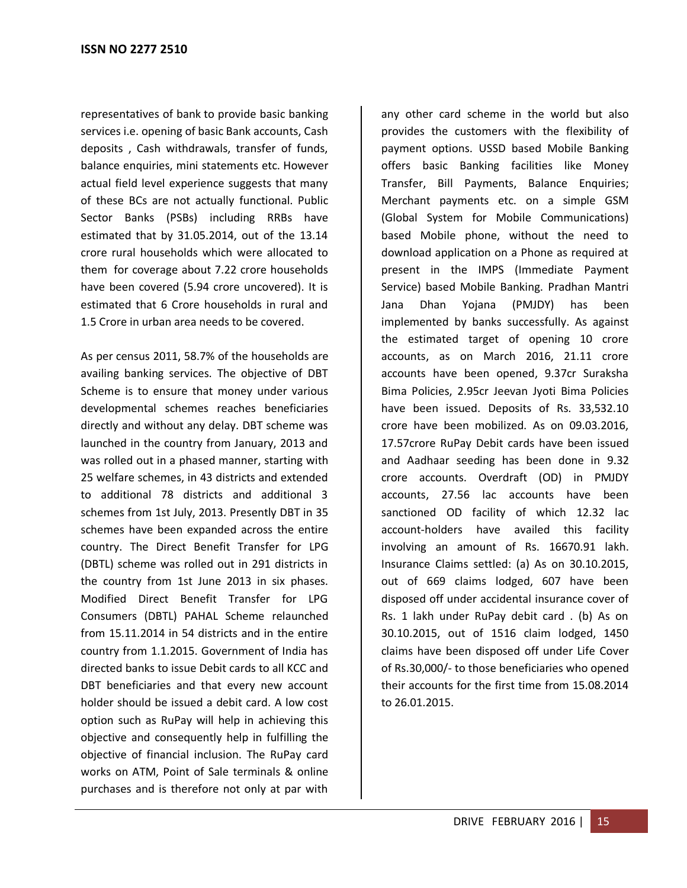representatives of bank to provide basic banking services i.e. opening of basic Bank accounts, Cash deposits , Cash withdrawals, transfer of funds, balance enquiries, mini statements etc. However actual field level experience suggests that many of these BCs are not actually functional. Public Sector Banks (PSBs) including RRBs have estimated that by 31.05.2014, out of the 13.14 crore rural households which were allocated to them for coverage about 7.22 crore households have been covered (5.94 crore uncovered). It is estimated that 6 Crore households in rural and 1.5 Crore in urban area needs to be covered.

As per census 2011, 58.7% of the households are availing banking services. The objective of DBT Scheme is to ensure that money under various developmental schemes reaches beneficiaries directly and without any delay. DBT scheme was launched in the country from January, 2013 and was rolled out in a phased manner, starting with 25 welfare schemes, in 43 districts and extended to additional 78 districts and additional 3 schemes from 1st July, 2013. Presently DBT in 35 schemes have been expanded across the entire country. The Direct Benefit Transfer for LPG (DBTL) scheme was rolled out in 291 districts in the country from 1st June 2013 in six phases. Modified Direct Benefit Transfer for LPG Consumers (DBTL) PAHAL Scheme relaunched from 15.11.2014 in 54 districts and in the entire country from 1.1.2015. Government of India has directed banks to issue Debit cards to all KCC and DBT beneficiaries and that every new account holder should be issued a debit card. A low cost option such as RuPay will help in achieving this objective and consequently help in fulfilling the objective of financial inclusion. The RuPay card works on ATM, Point of Sale terminals & online purchases and is therefore not only at par with any other card scheme in the world but also provides the customers with the flexibility of payment options. USSD based Mobile Banking offers basic Banking facilities like Money Transfer, Bill Payments, Balance Enquiries; Merchant payments etc. on a simple GSM (Global System for Mobile Communications) based Mobile phone, without the need to download application on a Phone as required at present in the IMPS (Immediate Payment Service) based Mobile Banking. Pradhan Mantri Jana Dhan Yojana (PMJDY) has been implemented by banks successfully. As against the estimated target of opening 10 crore accounts, as on March 2016, 21.11 crore accounts have been opened, 9.37cr Suraksha Bima Policies, 2.95cr Jeevan Jyoti Bima Policies have been issued. Deposits of Rs. 33,532.10 crore have been mobilized. As on 09.03.2016, 17.57crore RuPay Debit cards have been issued and Aadhaar seeding has been done in 9.32 crore accounts. Overdraft (OD) in PMJDY accounts, 27.56 lac accounts have been sanctioned OD facility of which 12.32 lac account-holders have availed this facility involving an amount of Rs. 16670.91 lakh. Insurance Claims settled: (a) As on 30.10.2015, out of 669 claims lodged, 607 have been disposed off under accidental insurance cover of Rs. 1 lakh under RuPay debit card . (b) As on 30.10.2015, out of 1516 claim lodged, 1450 claims have been disposed off under Life Cover of Rs.30,000/- to those beneficiaries who opened their accounts for the first time from 15.08.2014 to 26.01.2015.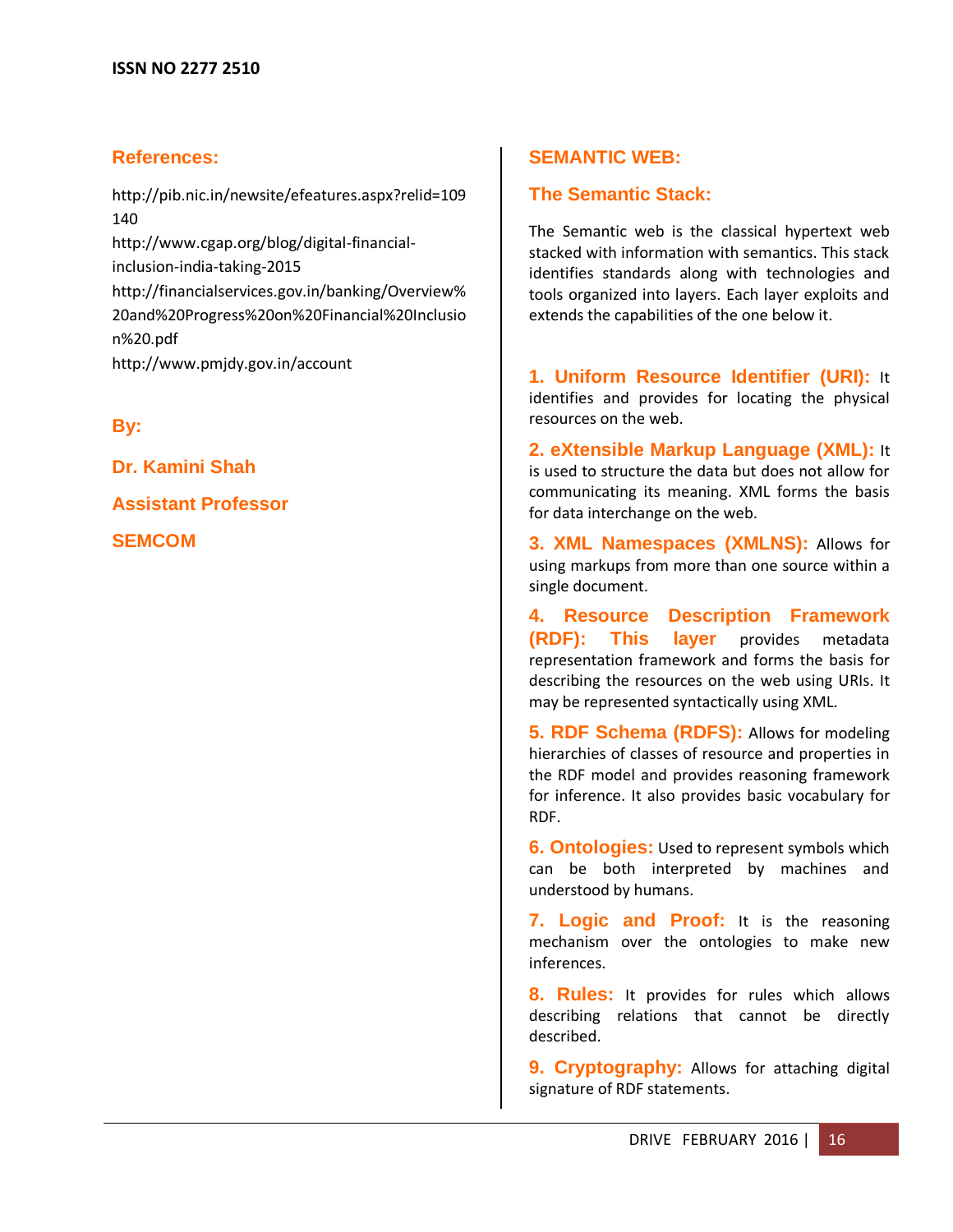## References:

http://pib.nic.in/newsite/efeatures.aspx?relid=109140

http://www.cgap.org/blog/digital-financial-inclusion-india-taking-2015

http://financialservices.gov.in/banking/Overview%20and%20Progress%20on%20Financial%20Inclusion%20.pdf

http://www.pmjdy.gov.in/account

## By:

**Dr. Kamini Shah**

**Assistant Professor**

**SEMCOM**

## SEMANTIC WEB:

### The Semantic Stack:

The Semantic web is the classical hypertext web stacked with information with semantics. This stack identifies standards along with technologies and tools organized into layers. Each layer exploits and extends the capabilities of the one below it.

**1. Uniform Resource Identifier (URI):** It identifies and provides for locating the physical resources on the web.

**2. eXtensible Markup Language (XML):** It is used to structure the data but does not allow for communicating its meaning. XML forms the basis for data interchange on the web.

**3. XML Namespaces (XMLNS):** Allows for using markups from more than one source within a single document.

**4. Resource Description Framework (RDF): This layer** provides metadata representation framework and forms the basis for describing the resources on the web using URIs. It may be represented syntactically using XML.

**5. RDF Schema (RDFS):** Allows for modeling hierarchies of classes of resource and properties in the RDF model and provides reasoning framework for inference. It also provides basic vocabulary for RDF.

**6. Ontologies:** Used to represent symbols which can be both interpreted by machines and understood by humans.

**7. Logic and Proof:** It is the reasoning mechanism over the ontologies to make new inferences.

**8. Rules:** It provides for rules which allows describing relations that cannot be directly described.

**9. Cryptography:** Allows for attaching digital signature of RDF statements.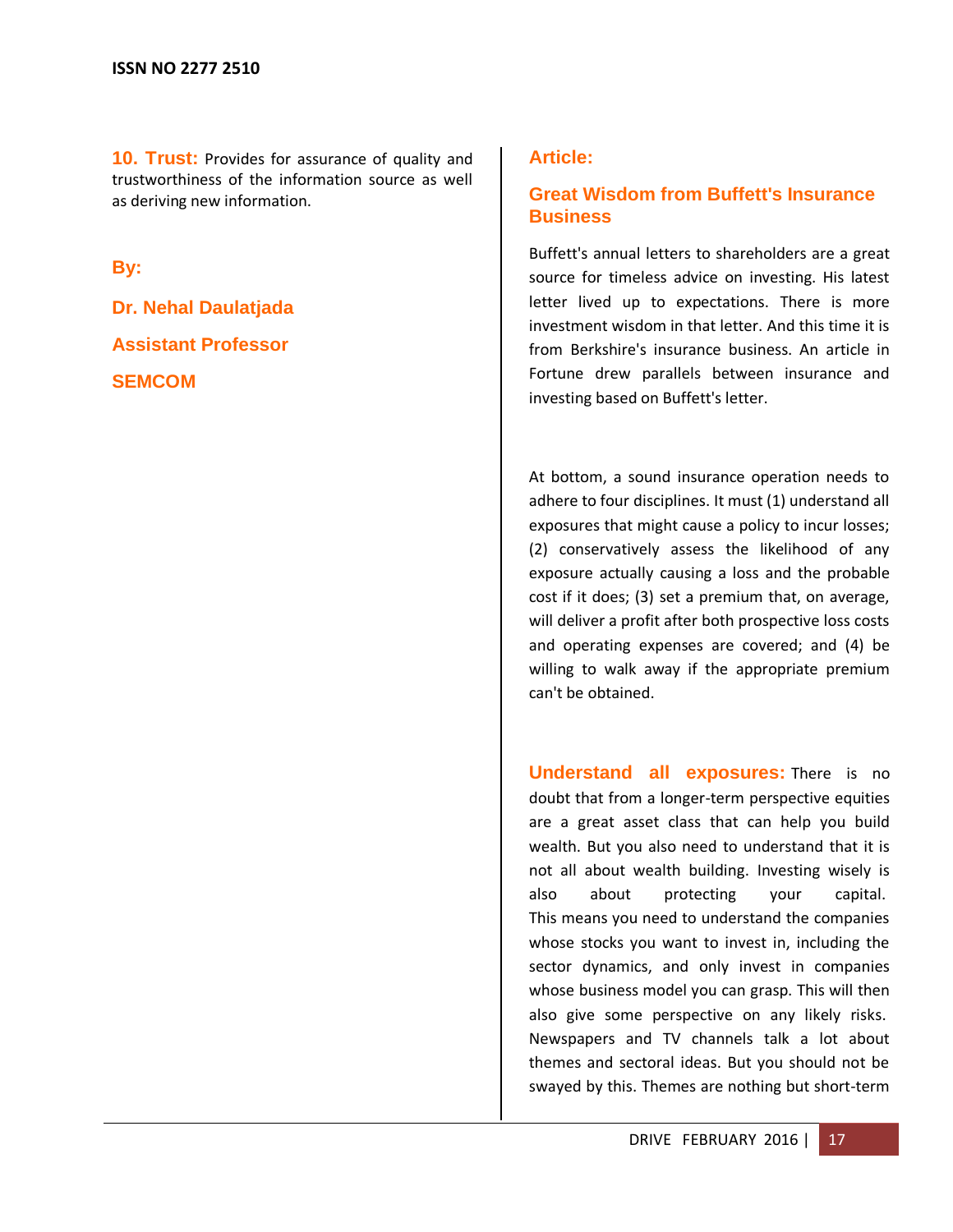**10. Trust:** Provides for assurance of quality and trustworthiness of the information source as well as deriving new information.

**By:**

**Dr. Nehal Daulatjada**

**Assistant Professor**

**SEMCOM**

## Article:

## Great Wisdom from Buffett's Insurance Business

Buffett's annual letters to shareholders are a great source for timeless advice on investing. His latest letter lived up to expectations. There is more investment wisdom in that letter. And this time it is from Berkshire's insurance business. An article in Fortune drew parallels between insurance and investing based on Buffett's letter.

At bottom, a sound insurance operation needs to adhere to four disciplines. It must (1) understand all exposures that might cause a policy to incur losses; (2) conservatively assess the likelihood of any exposure actually causing a loss and the probable cost if it does; (3) set a premium that, on average, will deliver a profit after both prospective loss costs and operating expenses are covered; and (4) be willing to walk away if the appropriate premium can't be obtained.

**Understand all exposures:** There is no doubt that from a longer-term perspective equities are a great asset class that can help you build wealth. But you also need to understand that it is not all about wealth building. Investing wisely is also about protecting your capital. This means you need to understand the companies whose stocks you want to invest in, including the sector dynamics, and only invest in companies whose business model you can grasp. This will then also give some perspective on any likely risks. Newspapers and TV channels talk a lot about themes and sectoral ideas. But you should not be swayed by this. Themes are nothing but short-term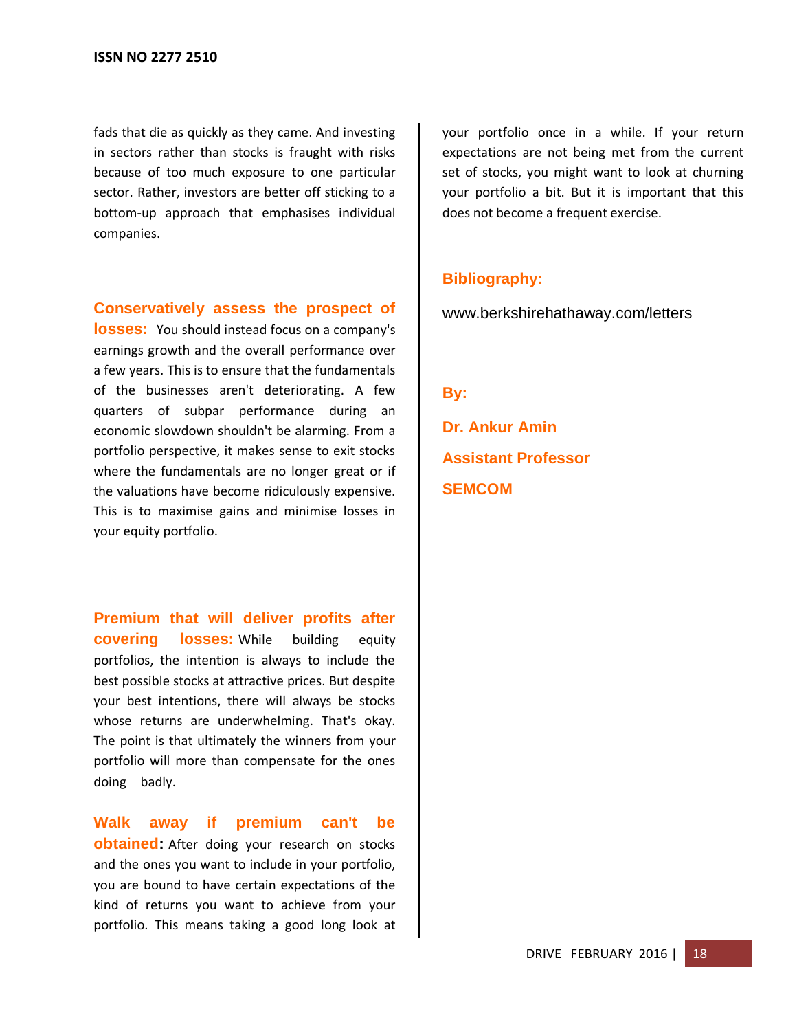fads that die as quickly as they came. And investing in sectors rather than stocks is fraught with risks because of too much exposure to one particular sector. Rather, investors are better off sticking to a bottom-up approach that emphasises individual companies.

**Conservatively assess the prospect of losses:** You should instead focus on a company's earnings growth and the overall performance over a few years. This is to ensure that the fundamentals of the businesses aren't deteriorating. A few quarters of subpar performance during an economic slowdown shouldn't be alarming. From a portfolio perspective, it makes sense to exit stocks where the fundamentals are no longer great or if the valuations have become ridiculously expensive. This is to maximise gains and minimise losses in your equity portfolio.

**Premium that will deliver profits after covering losses:** While building equity portfolios, the intention is always to include the best possible stocks at attractive prices. But despite your best intentions, there will always be stocks whose returns are underwhelming. That's okay. The point is that ultimately the winners from your portfolio will more than compensate for the ones doing badly.

**Walk away if premium can't be obtained:** After doing your research on stocks and the ones you want to include in your portfolio, you are bound to have certain expectations of the kind of returns you want to achieve from your portfolio. This means taking a good long look at your portfolio once in a while. If your return expectations are not being met from the current set of stocks, you might want to look at churning your portfolio a bit. But it is important that this does not become a frequent exercise.

## Bibliography:

www.berkshirehathaway.com/letters

**By:**

**Dr. Ankur Amin**

**Assistant Professor**

**SEMCOM**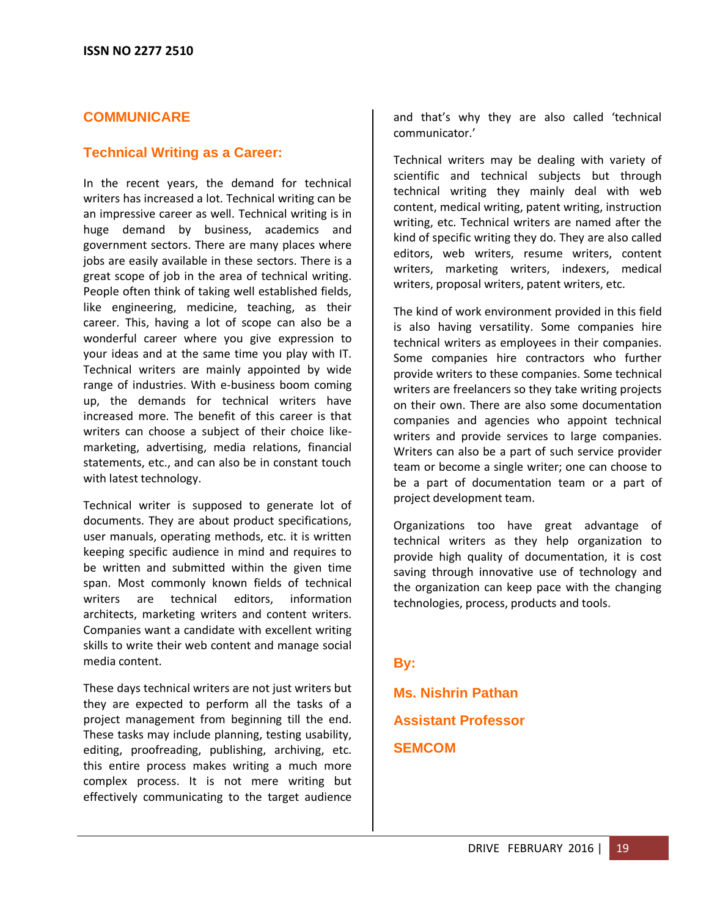## COMMUNICARE

### Technical Writing as a Career:

In the recent years, the demand for technical writers has increased a lot. Technical writing can be an impressive career as well. Technical writing is in huge demand by business, academics and government sectors. There are many places where jobs are easily available in these sectors. There is a great scope of job in the area of technical writing. People often think of taking well established fields, like engineering, medicine, teaching, as their career. This, having a lot of scope can also be a wonderful career where you give expression to your ideas and at the same time you play with IT. Technical writers are mainly appointed by wide range of industries. With e-business boom coming up, the demands for technical writers have increased more. The benefit of this career is that writers can choose a subject of their choice like- marketing, advertising, media relations, financial statements, etc., and can also be in constant touch with latest technology.

Technical writer is supposed to generate lot of documents. They are about product specifications, user manuals, operating methods, etc. it is written keeping specific audience in mind and requires to be written and submitted within the given time span. Most commonly known fields of technical writers are technical editors, information architects, marketing writers and content writers. Companies want a candidate with excellent writing skills to write their web content and manage social media content.

These days technical writers are not just writers but they are expected to perform all the tasks of a project management from beginning till the end. These tasks may include planning, testing usability, editing, proofreading, publishing, archiving, etc. this entire process makes writing a much more complex process. It is not mere writing but effectively communicating to the target audience and that's why they are also called 'technical communicator.'

Technical writers may be dealing with variety of scientific and technical subjects but through technical writing they mainly deal with web content, medical writing, patent writing, instruction writing, etc. Technical writers are named after the kind of specific writing they do. They are also called editors, web writers, resume writers, content writers, marketing writers, indexers, medical writers, proposal writers, patent writers, etc.

The kind of work environment provided in this field is also having versatility. Some companies hire technical writers as employees in their companies. Some companies hire contractors who further provide writers to these companies. Some technical writers are freelancers so they take writing projects on their own. There are also some documentation companies and agencies who appoint technical writers and provide services to large companies. Writers can also be a part of such service provider team or become a single writer; one can choose to be a part of documentation team or a part of project development team.

Organizations too have great advantage of technical writers as they help organization to provide high quality of documentation, it is cost saving through innovative use of technology and the organization can keep pace with the changing technologies, process, products and tools.

**By:**

**Ms. Nishrin Pathan**

**Assistant Professor**

**SEMCOM**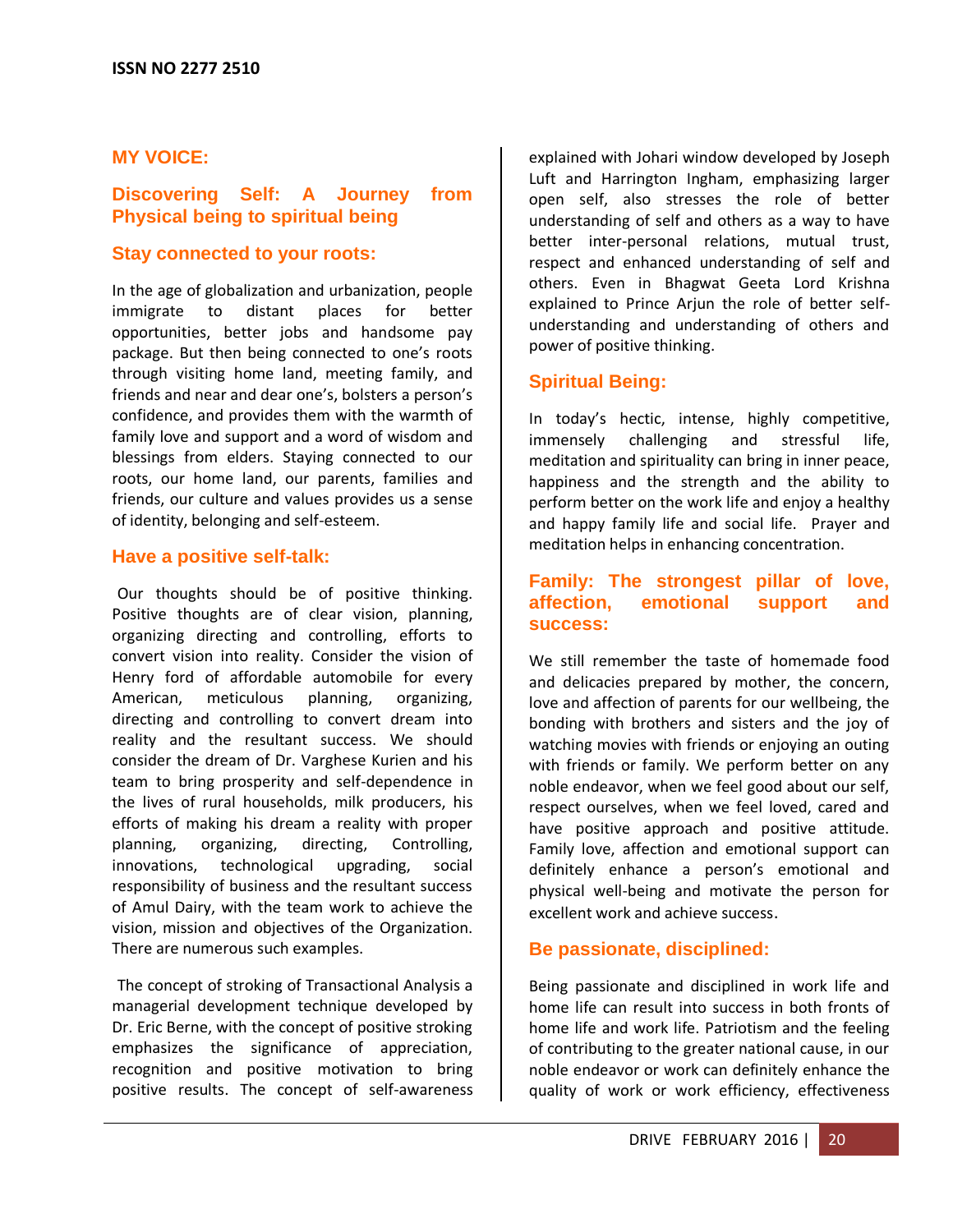**ISSN NO 2277 2510**

## MY VOICE:

# Discovering Self: A Journey from Physical being to spiritual being

### Stay connected to your roots:

In the age of globalization and urbanization, people immigrate to distant places for better opportunities, better jobs and handsome pay package. But then being connected to one's roots through visiting home land, meeting family, and friends and near and dear one's, bolsters a person's confidence, and provides them with the warmth of family love and support and a word of wisdom and blessings from elders. Staying connected to our roots, our home land, our parents, families and friends, our culture and values provides us a sense of identity, belonging and self-esteem.

### Have a positive self-talk:

Our thoughts should be of positive thinking. Positive thoughts are of clear vision, planning, organizing directing and controlling, efforts to convert vision into reality. Consider the vision of Henry ford of affordable automobile for every American, meticulous planning, organizing, directing and controlling to convert dream into reality and the resultant success. We should consider the dream of Dr. Varghese Kurien and his team to bring prosperity and self-dependence in the lives of rural households, milk producers, his efforts of making his dream a reality with proper planning, organizing, directing, Controlling, innovations, technological upgrading, social responsibility of business and the resultant success of Amul Dairy, with the team work to achieve the vision, mission and objectives of the Organization. There are numerous such examples.

The concept of stroking of Transactional Analysis a managerial development technique developed by Dr. Eric Berne, with the concept of positive stroking emphasizes the significance of appreciation, recognition and positive motivation to bring positive results. The concept of self-awareness explained with Johari window developed by Joseph Luft and Harrington Ingham, emphasizing larger open self, also stresses the role of better understanding of self and others as a way to have better inter-personal relations, mutual trust, respect and enhanced understanding of self and others. Even in Bhagwat Geeta Lord Krishna explained to Prince Arjun the role of better self-understanding and understanding of others and power of positive thinking.

### Spiritual Being:

In today's hectic, intense, highly competitive, immensely challenging and stressful life, meditation and spirituality can bring in inner peace, happiness and the strength and the ability to perform better on the work life and enjoy a healthy and happy family life and social life. Prayer and meditation helps in enhancing concentration.

### Family: The strongest pillar of love, affection, emotional support and success:

We still remember the taste of homemade food and delicacies prepared by mother, the concern, love and affection of parents for our wellbeing, the bonding with brothers and sisters and the joy of watching movies with friends or enjoying an outing with friends or family. We perform better on any noble endeavor, when we feel good about our self, respect ourselves, when we feel loved, cared and have positive approach and positive attitude. Family love, affection and emotional support can definitely enhance a person's emotional and physical well-being and motivate the person for excellent work and achieve success.

### Be passionate, disciplined:

Being passionate and disciplined in work life and home life can result into success in both fronts of home life and work life. Patriotism and the feeling of contributing to the greater national cause, in our noble endeavor or work can definitely enhance the quality of work or work efficiency, effectiveness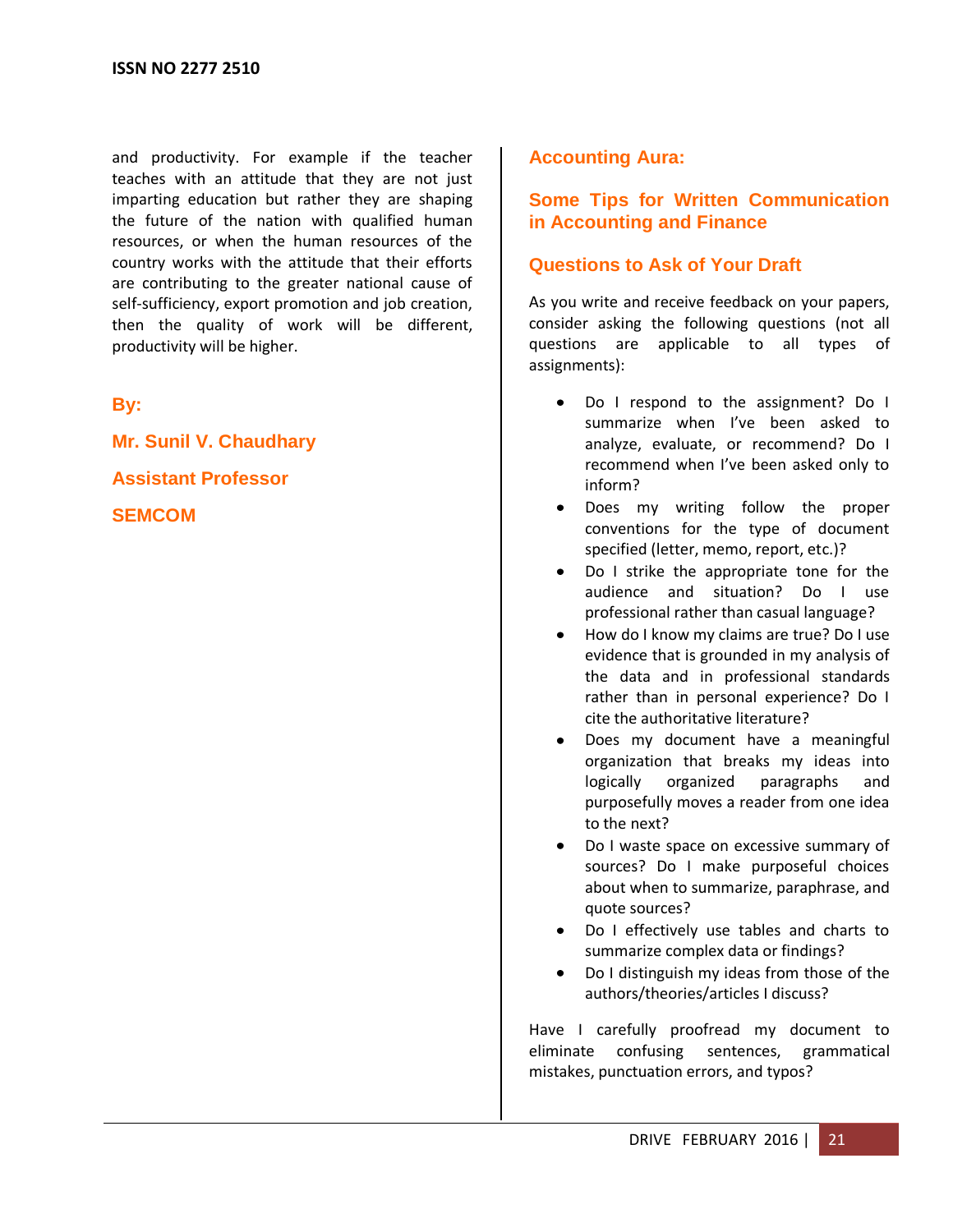and productivity. For example if the teacher teaches with an attitude that they are not just imparting education but rather they are shaping the future of the nation with qualified human resources, or when the human resources of the country works with the attitude that their efforts are contributing to the greater national cause of self-sufficiency, export promotion and job creation, then the quality of work will be different, productivity will be higher.

**By:**

**Mr. Sunil V. Chaudhary**

**Assistant Professor**

**SEMCOM**

## Accounting Aura:

## Some Tips for Written Communication in Accounting and Finance

### Questions to Ask of Your Draft

As you write and receive feedback on your papers, consider asking the following questions (not all questions are applicable to all types of assignments):

- Do I respond to the assignment? Do I summarize when I've been asked to analyze, evaluate, or recommend? Do I recommend when I've been asked only to inform?
- Does my writing follow the proper conventions for the type of document specified (letter, memo, report, etc.)?
- Do I strike the appropriate tone for the audience and situation? Do I use professional rather than casual language?
- How do I know my claims are true? Do I use evidence that is grounded in my analysis of the data and in professional standards rather than in personal experience? Do I cite the authoritative literature?
- Does my document have a meaningful organization that breaks my ideas into logically organized paragraphs and purposefully moves a reader from one idea to the next?
- Do I waste space on excessive summary of sources? Do I make purposeful choices about when to summarize, paraphrase, and quote sources?
- Do I effectively use tables and charts to summarize complex data or findings?
- Do I distinguish my ideas from those of the authors/theories/articles I discuss?

Have I carefully proofread my document to eliminate confusing sentences, grammatical mistakes, punctuation errors, and typos?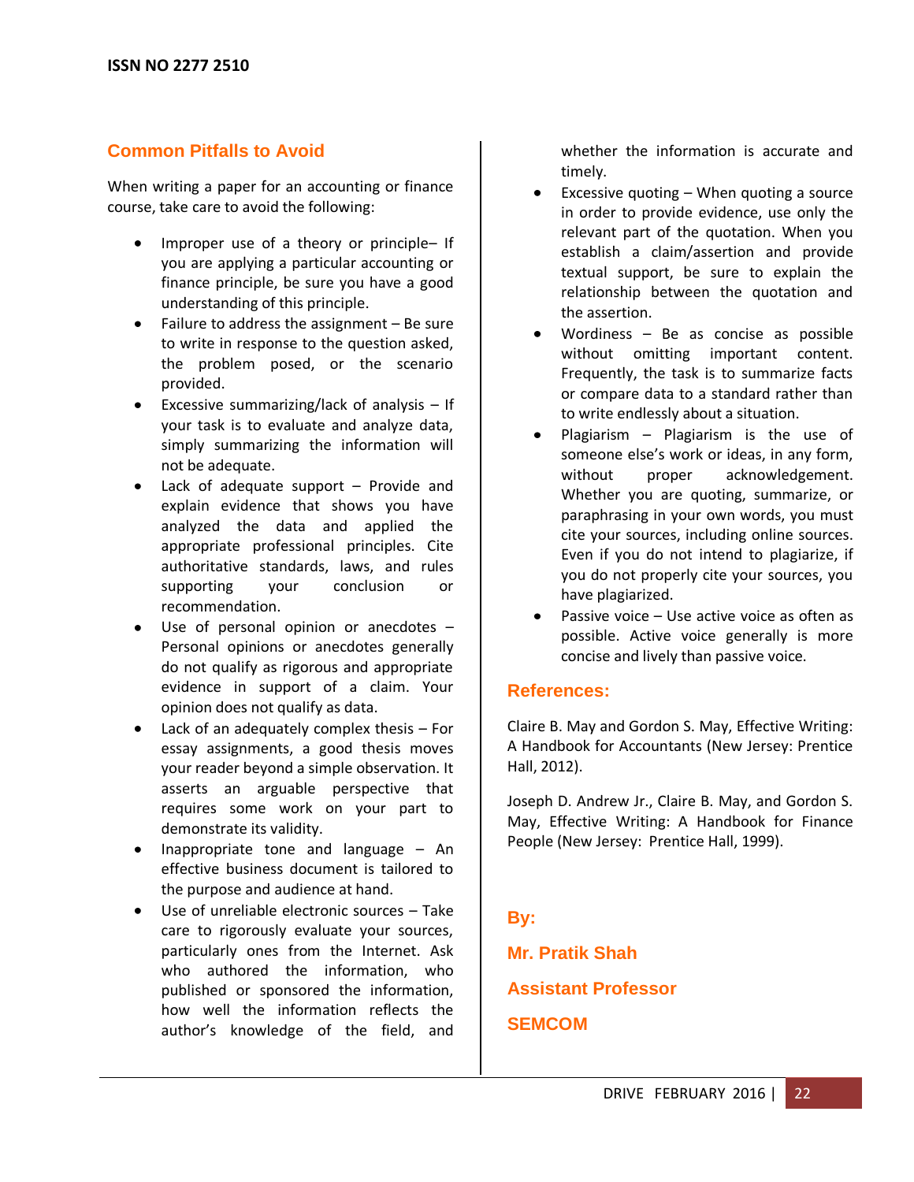## Common Pitfalls to Avoid

When writing a paper for an accounting or finance course, take care to avoid the following:

- Improper use of a theory or principle– If you are applying a particular accounting or finance principle, be sure you have a good understanding of this principle.
- Failure to address the assignment – Be sure to write in response to the question asked, the problem posed, or the scenario provided.
- Excessive summarizing/lack of analysis – If your task is to evaluate and analyze data, simply summarizing the information will not be adequate.
- Lack of adequate support – Provide and explain evidence that shows you have analyzed the data and applied the appropriate professional principles. Cite authoritative standards, laws, and rules supporting your conclusion or recommendation.
- Use of personal opinion or anecdotes – Personal opinions or anecdotes generally do not qualify as rigorous and appropriate evidence in support of a claim. Your opinion does not qualify as data.
- Lack of an adequately complex thesis – For essay assignments, a good thesis moves your reader beyond a simple observation. It asserts an arguable perspective that requires some work on your part to demonstrate its validity.
- Inappropriate tone and language – An effective business document is tailored to the purpose and audience at hand.
- Use of unreliable electronic sources – Take care to rigorously evaluate your sources, particularly ones from the Internet. Ask who authored the information, who published or sponsored the information, how well the information reflects the author's knowledge of the field, and whether the information is accurate and timely.
- Excessive quoting – When quoting a source in order to provide evidence, use only the relevant part of the quotation. When you establish a claim/assertion and provide textual support, be sure to explain the relationship between the quotation and the assertion.
- Wordiness – Be as concise as possible without omitting important content. Frequently, the task is to summarize facts or compare data to a standard rather than to write endlessly about a situation.
- Plagiarism – Plagiarism is the use of someone else's work or ideas, in any form, without proper acknowledgement. Whether you are quoting, summarize, or paraphrasing in your own words, you must cite your sources, including online sources. Even if you do not intend to plagiarize, if you do not properly cite your sources, you have plagiarized.
- Passive voice – Use active voice as often as possible. Active voice generally is more concise and lively than passive voice.

## References:

Claire B. May and Gordon S. May, Effective Writing: A Handbook for Accountants (New Jersey: Prentice Hall, 2012).

Joseph D. Andrew Jr., Claire B. May, and Gordon S. May, Effective Writing: A Handbook for Finance People (New Jersey: Prentice Hall, 1999).

**By:**

**Mr. Pratik Shah**

**Assistant Professor**

**SEMCOM**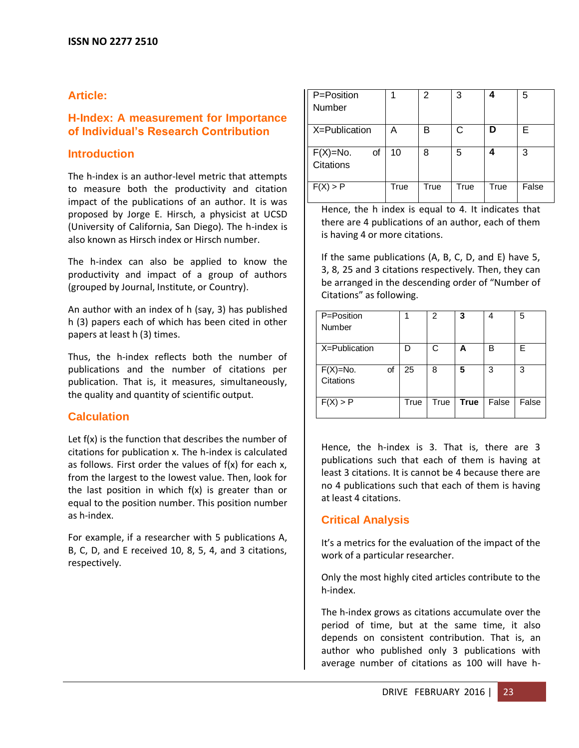## Article:

## H-Index: A measurement for Importance of Individual's Research Contribution

### Introduction

The h-index is an author-level metric that attempts to measure both the productivity and citation impact of the publications of an author. It is was proposed by Jorge E. Hirsch, a physicist at UCSD (University of California, San Diego). The h-index is also known as Hirsch index or Hirsch number.

The h-index can also be applied to know the productivity and impact of a group of authors (grouped by Journal, Institute, or Country).

An author with an index of h (say, 3) has published h (3) papers each of which has been cited in other papers at least h (3) times.

Thus, the h-index reflects both the number of publications and the number of citations per publication. That is, it measures, simultaneously, the quality and quantity of scientific output.

### Calculation

Let f(x) is the function that describes the number of citations for publication x. The h-index is calculated as follows. First order the values of f(x) for each x, from the largest to the lowest value. Then, look for the last position in which f(x) is greater than or equal to the position number. This position number as h-index.

For example, if a researcher with 5 publications A, B, C, D, and E received 10, 8, 5, 4, and 3 citations, respectively.

| P=Position Number | 1 | 2 | 3 | **4** | 5 |
|---|---|---|---|---|---|
| X=Publication | A | B | C | **D** | E |
| F(X)=No. of Citations | 10 | 8 | 5 | **4** | 3 |
| F(X) > P | True | True | True | True | False |

Hence, the h index is equal to 4. It indicates that there are 4 publications of an author, each of them is having 4 or more citations.

If the same publications (A, B, C, D, and E) have 5, 3, 8, 25 and 3 citations respectively. Then, they can be arranged in the descending order of "Number of Citations" as following.

| P=Position Number | 1 | 2 | **3** | 4 | 5 |
|---|---|---|---|---|---|
| X=Publication | D | C | **A** | B | E |
| F(X)=No. of Citations | 25 | 8 | **5** | 3 | 3 |
| F(X) > P | True | True | **True** | False | False |

Hence, the h-index is 3. That is, there are 3 publications such that each of them is having at least 3 citations. It is cannot be 4 because there are no 4 publications such that each of them is having at least 4 citations.

### Critical Analysis

It's a metrics for the evaluation of the impact of the work of a particular researcher.

Only the most highly cited articles contribute to the h-index.

The h-index grows as citations accumulate over the period of time, but at the same time, it also depends on consistent contribution. That is, an author who published only 3 publications with average number of citations as 100 will have h-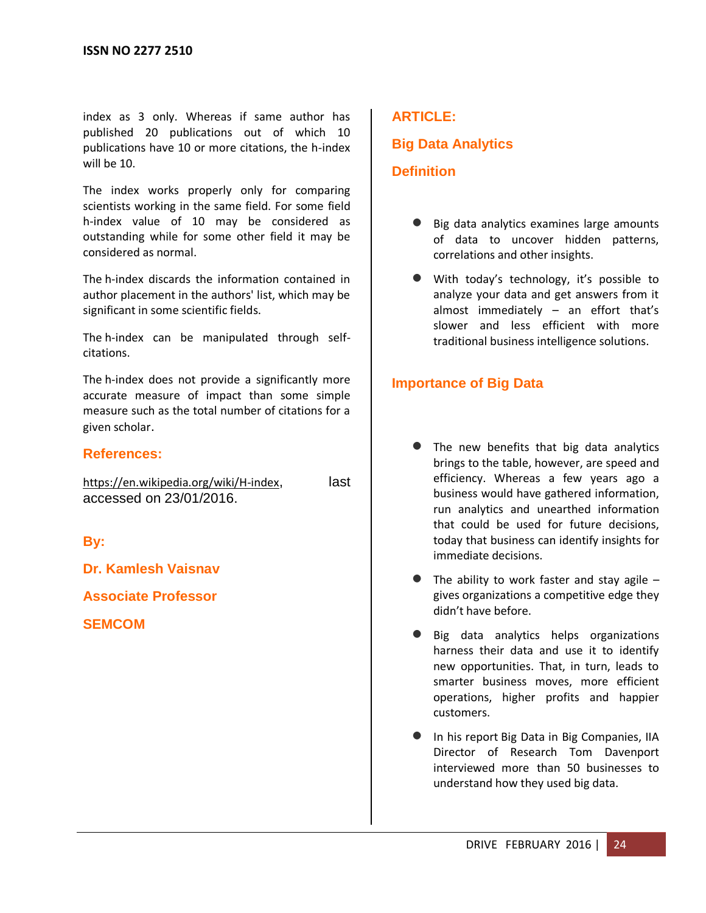index as 3 only. Whereas if same author has published 20 publications out of which 10 publications have 10 or more citations, the h-index will be 10.

The index works properly only for comparing scientists working in the same field. For some field h-index value of 10 may be considered as outstanding while for some other field it may be considered as normal.

The h-index discards the information contained in author placement in the authors' list, which may be significant in some scientific fields.

The h-index can be manipulated through self-citations.

The h-index does not provide a significantly more accurate measure of impact than some simple measure such as the total number of citations for a given scholar.

## References:

https://en.wikipedia.org/wiki/H-index, last accessed on 23/01/2016.

**By:**

**Dr. Kamlesh Vaisnav**

**Associate Professor**

**SEMCOM**

# ARTICLE:

## Big Data Analytics

### Definition

- Big data analytics examines large amounts of data to uncover hidden patterns, correlations and other insights.
- With today's technology, it's possible to analyze your data and get answers from it almost immediately – an effort that's slower and less efficient with more traditional business intelligence solutions.

### Importance of Big Data

- The new benefits that big data analytics brings to the table, however, are speed and efficiency. Whereas a few years ago a business would have gathered information, run analytics and unearthed information that could be used for future decisions, today that business can identify insights for immediate decisions.
- The ability to work faster and stay agile – gives organizations a competitive edge they didn't have before.
- Big data analytics helps organizations harness their data and use it to identify new opportunities. That, in turn, leads to smarter business moves, more efficient operations, higher profits and happier customers.
- In his report Big Data in Big Companies, IIA Director of Research Tom Davenport interviewed more than 50 businesses to understand how they used big data.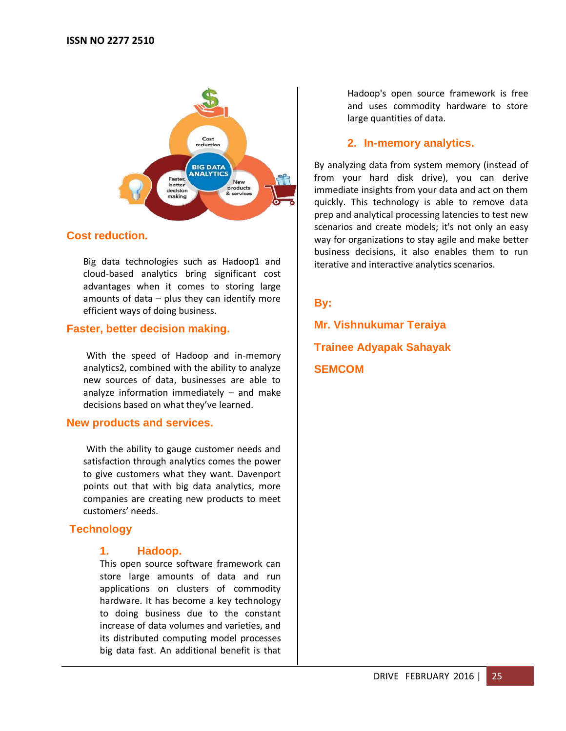## Cost reduction.

Big data technologies such as Hadoop1 and cloud-based analytics bring significant cost advantages when it comes to storing large amounts of data – plus they can identify more efficient ways of doing business.

## Faster, better decision making.

With the speed of Hadoop and in-memory analytics2, combined with the ability to analyze new sources of data, businesses are able to analyze information immediately – and make decisions based on what they've learned.

## New products and services.

With the ability to gauge customer needs and satisfaction through analytics comes the power to give customers what they want. Davenport points out that with big data analytics, more companies are creating new products to meet customers' needs.

## Technology

### 1. Hadoop.

This open source software framework can store large amounts of data and run applications on clusters of commodity hardware. It has become a key technology to doing business due to the constant increase of data volumes and varieties, and its distributed computing model processes big data fast. An additional benefit is that Hadoop's open source framework is free and uses commodity hardware to store large quantities of data.

### 2. In-memory analytics.

By analyzing data from system memory (instead of from your hard disk drive), you can derive immediate insights from your data and act on them quickly. This technology is able to remove data prep and analytical processing latencies to test new scenarios and create models; it's not only an easy way for organizations to stay agile and make better business decisions, it also enables them to run iterative and interactive analytics scenarios.

**By:**

**Mr. Vishnukumar Teraiya**

**Trainee Adyapak Sahayak**

**SEMCOM**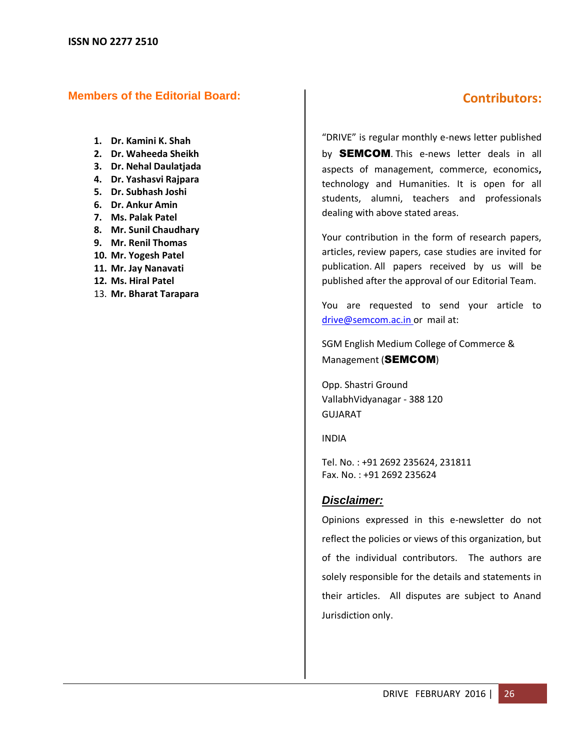**ISSN NO 2277 2510**

## Members of the Editorial Board:

1. **Dr. Kamini K. Shah**
2. **Dr. Waheeda Sheikh**
3. **Dr. Nehal Daulatjada**
4. **Dr. Yashasvi Rajpara**
5. **Dr. Subhash Joshi**
6. **Dr. Ankur Amin**
7. **Ms. Palak Patel**
8. **Mr. Sunil Chaudhary**
9. **Mr. Renil Thomas**
10. **Mr. Yogesh Patel**
11. **Mr. Jay Nanavati**
12. **Ms. Hiral Patel**
13. **Mr. Bharat Tarapara**

## Contributors:

"DRIVE" is regular monthly e-news letter published by **SEMCOM**. This e-news letter deals in all aspects of management, commerce, economics**,** technology and Humanities. It is open for all students, alumni, teachers and professionals dealing with above stated areas.

Your contribution in the form of research papers, articles, review papers, case studies are invited for publication. All papers received by us will be published after the approval of our Editorial Team.

You are requested to send your article to drive@semcom.ac.in or mail at:

SGM English Medium College of Commerce & Management (**SEMCOM**)

Opp. Shastri Ground
VallabhVidyanagar - 388 120
GUJARAT

INDIA

Tel. No. : +91 2692 235624, 231811
Fax. No. : +91 2692 235624

### ***Disclaimer:***

Opinions expressed in this e-newsletter do not reflect the policies or views of this organization, but of the individual contributors. The authors are solely responsible for the details and statements in their articles. All disputes are subject to Anand Jurisdiction only.